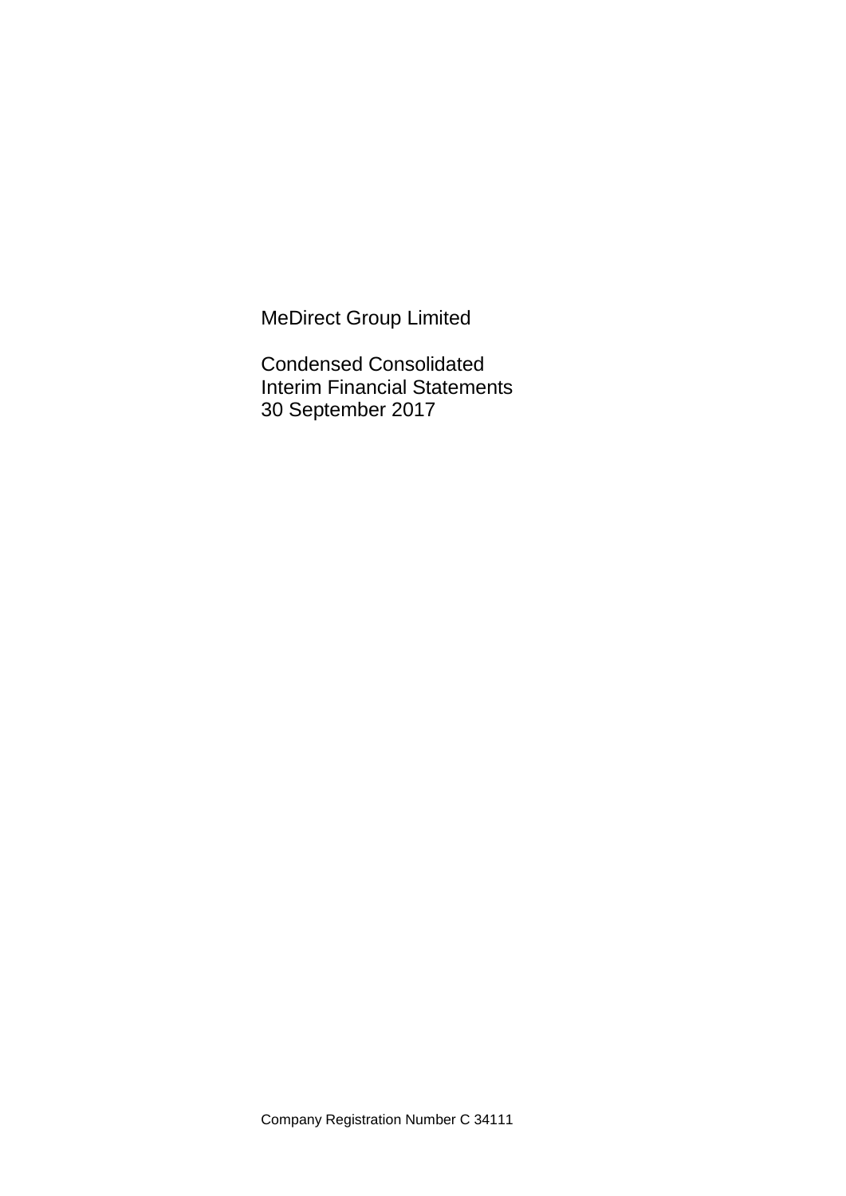# MeDirect Group Limited

## Condensed Consolidated Interim Financial Statements 30 September 2017

Company Registration Number C 34111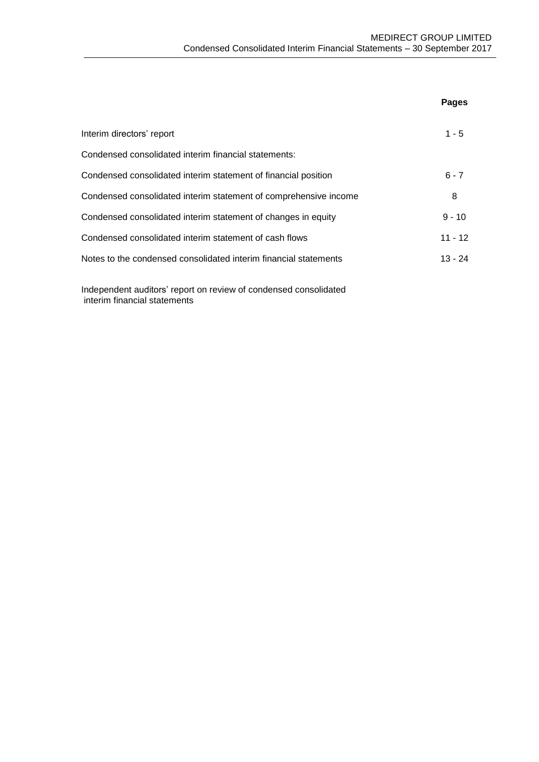| | Pages |
|---|---|
| Interim directors' report | 1 - 5 |
| Condensed consolidated interim financial statements: | |
| Condensed consolidated interim statement of financial position | 6 - 7 |
| Condensed consolidated interim statement of comprehensive income | 8 |
| Condensed consolidated interim statement of changes in equity | 9 - 10 |
| Condensed consolidated interim statement of cash flows | 11 - 12 |
| Notes to the condensed consolidated interim financial statements | 13 - 24 |
| Independent auditors' report on review of condensed consolidated interim financial statements | |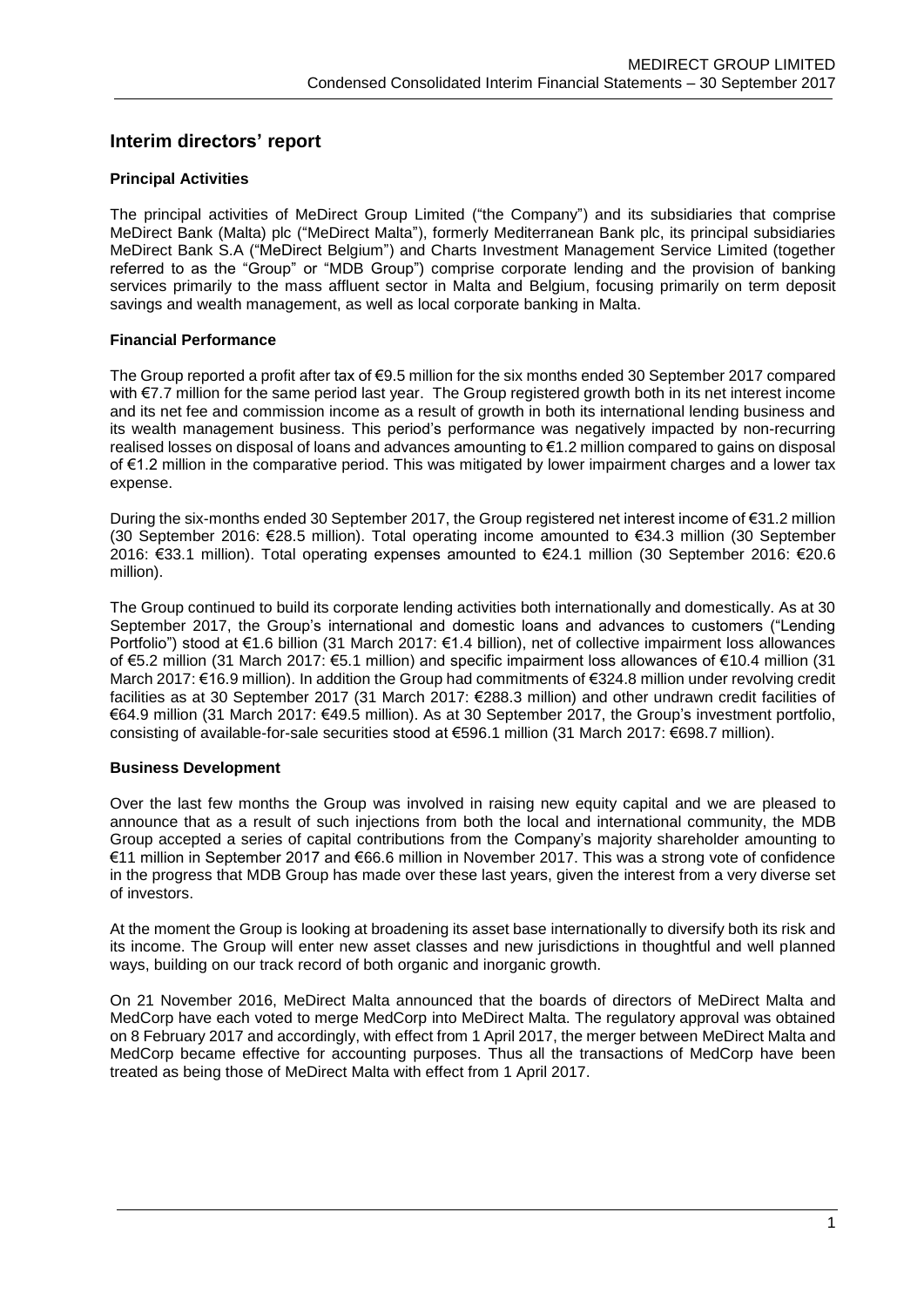# Interim directors' report

### Principal Activities

The principal activities of MeDirect Group Limited ("the Company") and its subsidiaries that comprise MeDirect Bank (Malta) plc ("MeDirect Malta"), formerly Mediterranean Bank plc, its principal subsidiaries MeDirect Bank S.A ("MeDirect Belgium") and Charts Investment Management Service Limited (together referred to as the "Group" or "MDB Group") comprise corporate lending and the provision of banking services primarily to the mass affluent sector in Malta and Belgium, focusing primarily on term deposit savings and wealth management, as well as local corporate banking in Malta.

### Financial Performance

The Group reported a profit after tax of €9.5 million for the six months ended 30 September 2017 compared with €7.7 million for the same period last year. The Group registered growth both in its net interest income and its net fee and commission income as a result of growth in both its international lending business and its wealth management business. This period's performance was negatively impacted by non-recurring realised losses on disposal of loans and advances amounting to €1.2 million compared to gains on disposal of €1.2 million in the comparative period. This was mitigated by lower impairment charges and a lower tax expense.

During the six-months ended 30 September 2017, the Group registered net interest income of €31.2 million (30 September 2016: €28.5 million). Total operating income amounted to €34.3 million (30 September 2016: €33.1 million). Total operating expenses amounted to €24.1 million (30 September 2016: €20.6 million).

The Group continued to build its corporate lending activities both internationally and domestically. As at 30 September 2017, the Group's international and domestic loans and advances to customers ("Lending Portfolio") stood at €1.6 billion (31 March 2017: €1.4 billion), net of collective impairment loss allowances of €5.2 million (31 March 2017: €5.1 million) and specific impairment loss allowances of €10.4 million (31 March 2017: €16.9 million). In addition the Group had commitments of €324.8 million under revolving credit facilities as at 30 September 2017 (31 March 2017: €288.3 million) and other undrawn credit facilities of €64.9 million (31 March 2017: €49.5 million). As at 30 September 2017, the Group's investment portfolio, consisting of available-for-sale securities stood at €596.1 million (31 March 2017: €698.7 million).

### Business Development

Over the last few months the Group was involved in raising new equity capital and we are pleased to announce that as a result of such injections from both the local and international community, the MDB Group accepted a series of capital contributions from the Company's majority shareholder amounting to €11 million in September 2017 and €66.6 million in November 2017. This was a strong vote of confidence in the progress that MDB Group has made over these last years, given the interest from a very diverse set of investors.

At the moment the Group is looking at broadening its asset base internationally to diversify both its risk and its income. The Group will enter new asset classes and new jurisdictions in thoughtful and well planned ways, building on our track record of both organic and inorganic growth.

On 21 November 2016, MeDirect Malta announced that the boards of directors of MeDirect Malta and MedCorp have each voted to merge MedCorp into MeDirect Malta. The regulatory approval was obtained on 8 February 2017 and accordingly, with effect from 1 April 2017, the merger between MeDirect Malta and MedCorp became effective for accounting purposes. Thus all the transactions of MedCorp have been treated as being those of MeDirect Malta with effect from 1 April 2017.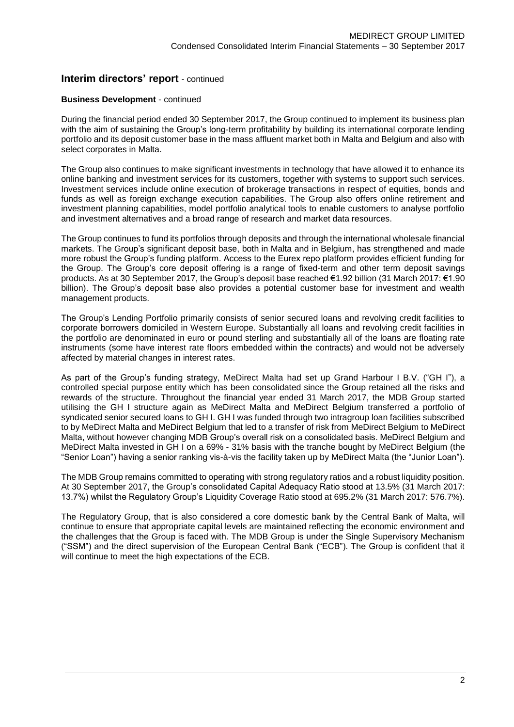## Interim directors' report - continued

**Business Development** - continued

During the financial period ended 30 September 2017, the Group continued to implement its business plan with the aim of sustaining the Group's long-term profitability by building its international corporate lending portfolio and its deposit customer base in the mass affluent market both in Malta and Belgium and also with select corporates in Malta.

The Group also continues to make significant investments in technology that have allowed it to enhance its online banking and investment services for its customers, together with systems to support such services. Investment services include online execution of brokerage transactions in respect of equities, bonds and funds as well as foreign exchange execution capabilities. The Group also offers online retirement and investment planning capabilities, model portfolio analytical tools to enable customers to analyse portfolio and investment alternatives and a broad range of research and market data resources.

The Group continues to fund its portfolios through deposits and through the international wholesale financial markets. The Group's significant deposit base, both in Malta and in Belgium, has strengthened and made more robust the Group's funding platform. Access to the Eurex repo platform provides efficient funding for the Group. The Group's core deposit offering is a range of fixed-term and other term deposit savings products. As at 30 September 2017, the Group's deposit base reached €1.92 billion (31 March 2017: €1.90 billion). The Group's deposit base also provides a potential customer base for investment and wealth management products.

The Group's Lending Portfolio primarily consists of senior secured loans and revolving credit facilities to corporate borrowers domiciled in Western Europe. Substantially all loans and revolving credit facilities in the portfolio are denominated in euro or pound sterling and substantially all of the loans are floating rate instruments (some have interest rate floors embedded within the contracts) and would not be adversely affected by material changes in interest rates.

As part of the Group's funding strategy, MeDirect Malta had set up Grand Harbour I B.V. ("GH I"), a controlled special purpose entity which has been consolidated since the Group retained all the risks and rewards of the structure. Throughout the financial year ended 31 March 2017, the MDB Group started utilising the GH I structure again as MeDirect Malta and MeDirect Belgium transferred a portfolio of syndicated senior secured loans to GH I. GH I was funded through two intragroup loan facilities subscribed to by MeDirect Malta and MeDirect Belgium that led to a transfer of risk from MeDirect Belgium to MeDirect Malta, without however changing MDB Group's overall risk on a consolidated basis. MeDirect Belgium and MeDirect Malta invested in GH I on a 69% - 31% basis with the tranche bought by MeDirect Belgium (the "Senior Loan") having a senior ranking vis-à-vis the facility taken up by MeDirect Malta (the "Junior Loan").

The MDB Group remains committed to operating with strong regulatory ratios and a robust liquidity position. At 30 September 2017, the Group's consolidated Capital Adequacy Ratio stood at 13.5% (31 March 2017: 13.7%) whilst the Regulatory Group's Liquidity Coverage Ratio stood at 695.2% (31 March 2017: 576.7%).

The Regulatory Group, that is also considered a core domestic bank by the Central Bank of Malta, will continue to ensure that appropriate capital levels are maintained reflecting the economic environment and the challenges that the Group is faced with. The MDB Group is under the Single Supervisory Mechanism ("SSM") and the direct supervision of the European Central Bank ("ECB"). The Group is confident that it will continue to meet the high expectations of the ECB.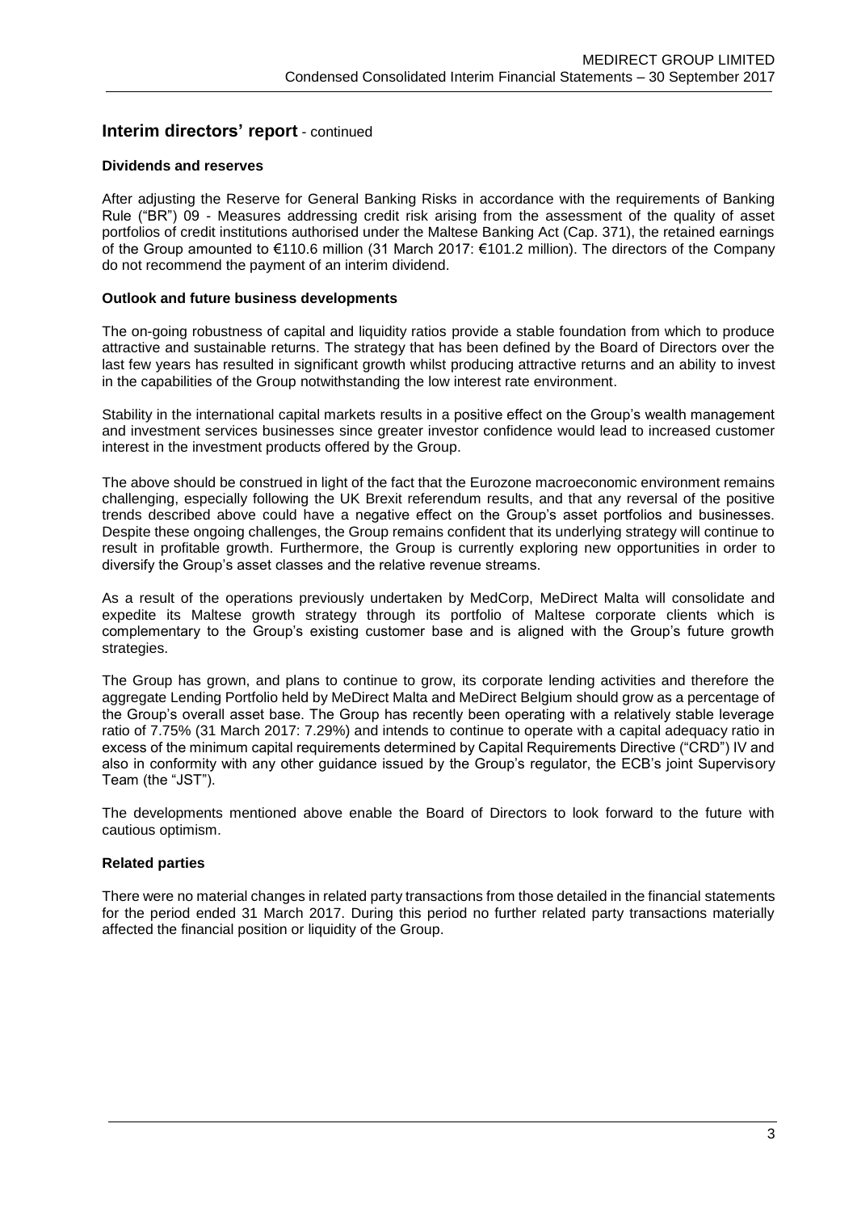## Interim directors' report - continued

### Dividends and reserves

After adjusting the Reserve for General Banking Risks in accordance with the requirements of Banking Rule ("BR") 09 - Measures addressing credit risk arising from the assessment of the quality of asset portfolios of credit institutions authorised under the Maltese Banking Act (Cap. 371), the retained earnings of the Group amounted to €110.6 million (31 March 2017: €101.2 million). The directors of the Company do not recommend the payment of an interim dividend.

### Outlook and future business developments

The on-going robustness of capital and liquidity ratios provide a stable foundation from which to produce attractive and sustainable returns. The strategy that has been defined by the Board of Directors over the last few years has resulted in significant growth whilst producing attractive returns and an ability to invest in the capabilities of the Group notwithstanding the low interest rate environment.

Stability in the international capital markets results in a positive effect on the Group's wealth management and investment services businesses since greater investor confidence would lead to increased customer interest in the investment products offered by the Group.

The above should be construed in light of the fact that the Eurozone macroeconomic environment remains challenging, especially following the UK Brexit referendum results, and that any reversal of the positive trends described above could have a negative effect on the Group's asset portfolios and businesses. Despite these ongoing challenges, the Group remains confident that its underlying strategy will continue to result in profitable growth. Furthermore, the Group is currently exploring new opportunities in order to diversify the Group's asset classes and the relative revenue streams.

As a result of the operations previously undertaken by MedCorp, MeDirect Malta will consolidate and expedite its Maltese growth strategy through its portfolio of Maltese corporate clients which is complementary to the Group's existing customer base and is aligned with the Group's future growth strategies.

The Group has grown, and plans to continue to grow, its corporate lending activities and therefore the aggregate Lending Portfolio held by MeDirect Malta and MeDirect Belgium should grow as a percentage of the Group's overall asset base. The Group has recently been operating with a relatively stable leverage ratio of 7.75% (31 March 2017: 7.29%) and intends to continue to operate with a capital adequacy ratio in excess of the minimum capital requirements determined by Capital Requirements Directive ("CRD") IV and also in conformity with any other guidance issued by the Group's regulator, the ECB's joint Supervisory Team (the "JST").

The developments mentioned above enable the Board of Directors to look forward to the future with cautious optimism.

### Related parties

There were no material changes in related party transactions from those detailed in the financial statements for the period ended 31 March 2017. During this period no further related party transactions materially affected the financial position or liquidity of the Group.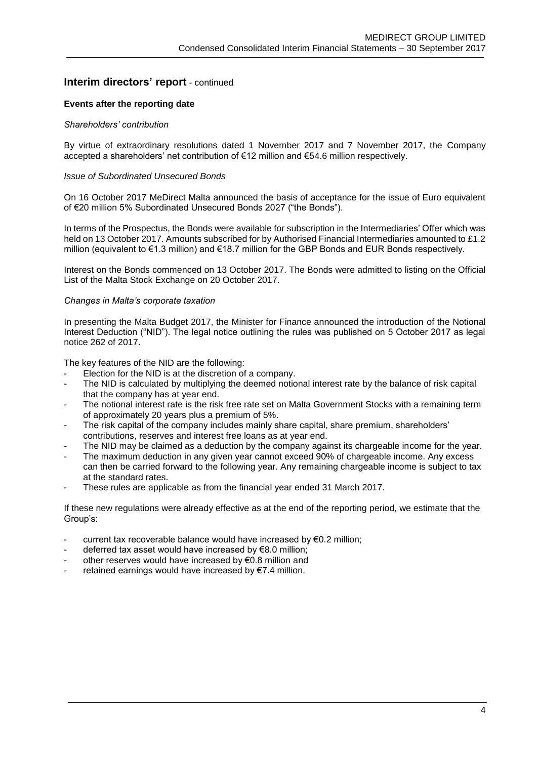## Interim directors' report - continued

### Events after the reporting date

*Shareholders' contribution*

By virtue of extraordinary resolutions dated 1 November 2017 and 7 November 2017, the Company accepted a shareholders' net contribution of €12 million and €54.6 million respectively.

*Issue of Subordinated Unsecured Bonds*

On 16 October 2017 MeDirect Malta announced the basis of acceptance for the issue of Euro equivalent of €20 million 5% Subordinated Unsecured Bonds 2027 ("the Bonds").

In terms of the Prospectus, the Bonds were available for subscription in the Intermediaries' Offer which was held on 13 October 2017. Amounts subscribed for by Authorised Financial Intermediaries amounted to £1.2 million (equivalent to €1.3 million) and €18.7 million for the GBP Bonds and EUR Bonds respectively.

Interest on the Bonds commenced on 13 October 2017. The Bonds were admitted to listing on the Official List of the Malta Stock Exchange on 20 October 2017.

*Changes in Malta's corporate taxation*

In presenting the Malta Budget 2017, the Minister for Finance announced the introduction of the Notional Interest Deduction ("NID"). The legal notice outlining the rules was published on 5 October 2017 as legal notice 262 of 2017.

The key features of the NID are the following:

- Election for the NID is at the discretion of a company.
- The NID is calculated by multiplying the deemed notional interest rate by the balance of risk capital that the company has at year end.
- The notional interest rate is the risk free rate set on Malta Government Stocks with a remaining term of approximately 20 years plus a premium of 5%.
- The risk capital of the company includes mainly share capital, share premium, shareholders' contributions, reserves and interest free loans as at year end.
- The NID may be claimed as a deduction by the company against its chargeable income for the year.
- The maximum deduction in any given year cannot exceed 90% of chargeable income. Any excess can then be carried forward to the following year. Any remaining chargeable income is subject to tax at the standard rates.
- These rules are applicable as from the financial year ended 31 March 2017.

If these new regulations were already effective as at the end of the reporting period, we estimate that the Group's:

- current tax recoverable balance would have increased by €0.2 million;
- deferred tax asset would have increased by €8.0 million;
- other reserves would have increased by €0.8 million and
- retained earnings would have increased by €7.4 million.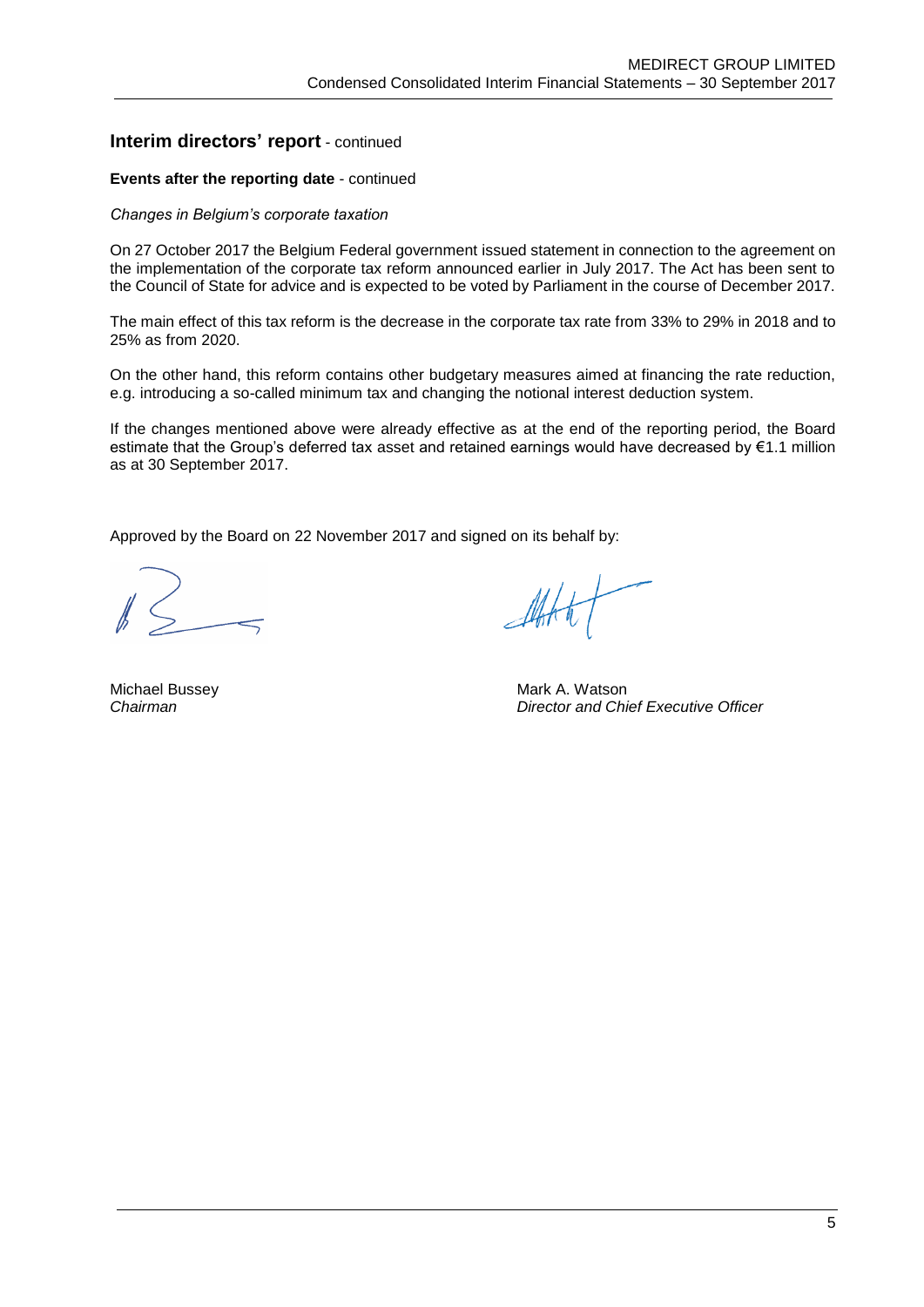## Interim directors' report - continued

**Events after the reporting date** - continued

*Changes in Belgium's corporate taxation*

On 27 October 2017 the Belgium Federal government issued statement in connection to the agreement on the implementation of the corporate tax reform announced earlier in July 2017. The Act has been sent to the Council of State for advice and is expected to be voted by Parliament in the course of December 2017.

The main effect of this tax reform is the decrease in the corporate tax rate from 33% to 29% in 2018 and to 25% as from 2020.

On the other hand, this reform contains other budgetary measures aimed at financing the rate reduction, e.g. introducing a so-called minimum tax and changing the notional interest deduction system.

If the changes mentioned above were already effective as at the end of the reporting period, the Board estimate that the Group's deferred tax asset and retained earnings would have decreased by €1.1 million as at 30 September 2017.

Approved by the Board on 22 November 2017 and signed on its behalf by:

Michael Bussey
*Chairman*

Mark A. Watson
*Director and Chief Executive Officer*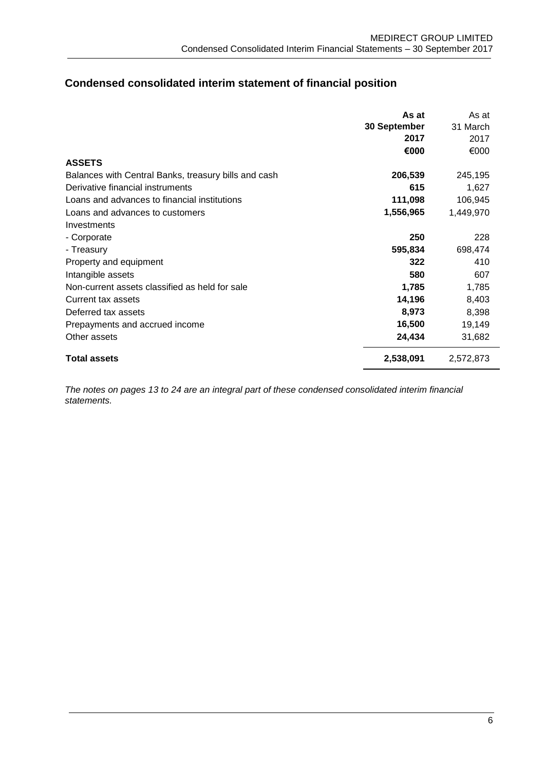## Condensed consolidated interim statement of financial position

| | As at 30 September 2017 €000 | As at 31 March 2017 €000 |
|---|---|---|
| **ASSETS** | | |
| Balances with Central Banks, treasury bills and cash | **206,539** | 245,195 |
| Derivative financial instruments | **615** | 1,627 |
| Loans and advances to financial institutions | **111,098** | 106,945 |
| Loans and advances to customers | **1,556,965** | 1,449,970 |
| Investments | | |
| - Corporate | **250** | 228 |
| - Treasury | **595,834** | 698,474 |
| Property and equipment | **322** | 410 |
| Intangible assets | **580** | 607 |
| Non-current assets classified as held for sale | **1,785** | 1,785 |
| Current tax assets | **14,196** | 8,403 |
| Deferred tax assets | **8,973** | 8,398 |
| Prepayments and accrued income | **16,500** | 19,149 |
| Other assets | **24,434** | 31,682 |
| **Total assets** | **2,538,091** | 2,572,873 |

*The notes on pages 13 to 24 are an integral part of these condensed consolidated interim financial statements.*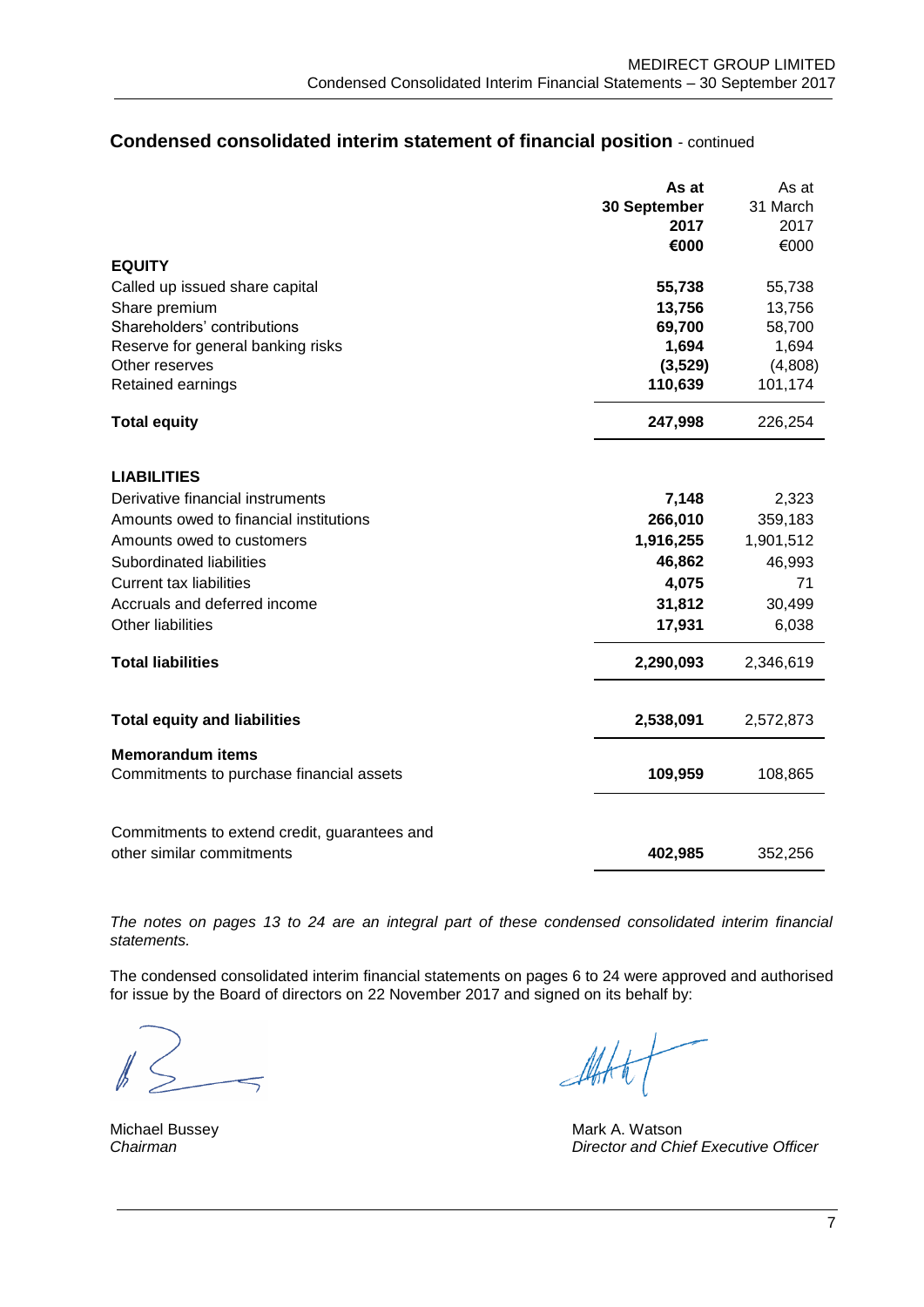## Condensed consolidated interim statement of financial position - continued

| | As at 30 September 2017 €000 | As at 31 March 2017 €000 |
|---|---|---|
| **EQUITY** | | |
| Called up issued share capital | **55,738** | 55,738 |
| Share premium | **13,756** | 13,756 |
| Shareholders' contributions | **69,700** | 58,700 |
| Reserve for general banking risks | **1,694** | 1,694 |
| Other reserves | **(3,529)** | (4,808) |
| Retained earnings | **110,639** | 101,174 |
| **Total equity** | **247,998** | 226,254 |
| **LIABILITIES** | | |
| Derivative financial instruments | **7,148** | 2,323 |
| Amounts owed to financial institutions | **266,010** | 359,183 |
| Amounts owed to customers | **1,916,255** | 1,901,512 |
| Subordinated liabilities | **46,862** | 46,993 |
| Current tax liabilities | **4,075** | 71 |
| Accruals and deferred income | **31,812** | 30,499 |
| Other liabilities | **17,931** | 6,038 |
| **Total liabilities** | **2,290,093** | 2,346,619 |
| **Total equity and liabilities** | **2,538,091** | 2,572,873 |
| **Memorandum items** | | |
| Commitments to purchase financial assets | **109,959** | 108,865 |
| Commitments to extend credit, guarantees and other similar commitments | **402,985** | 352,256 |

*The notes on pages 13 to 24 are an integral part of these condensed consolidated interim financial statements.*

The condensed consolidated interim financial statements on pages 6 to 24 were approved and authorised for issue by the Board of directors on 22 November 2017 and signed on its behalf by:

Michael Bussey
*Chairman*

Mark A. Watson
*Director and Chief Executive Officer*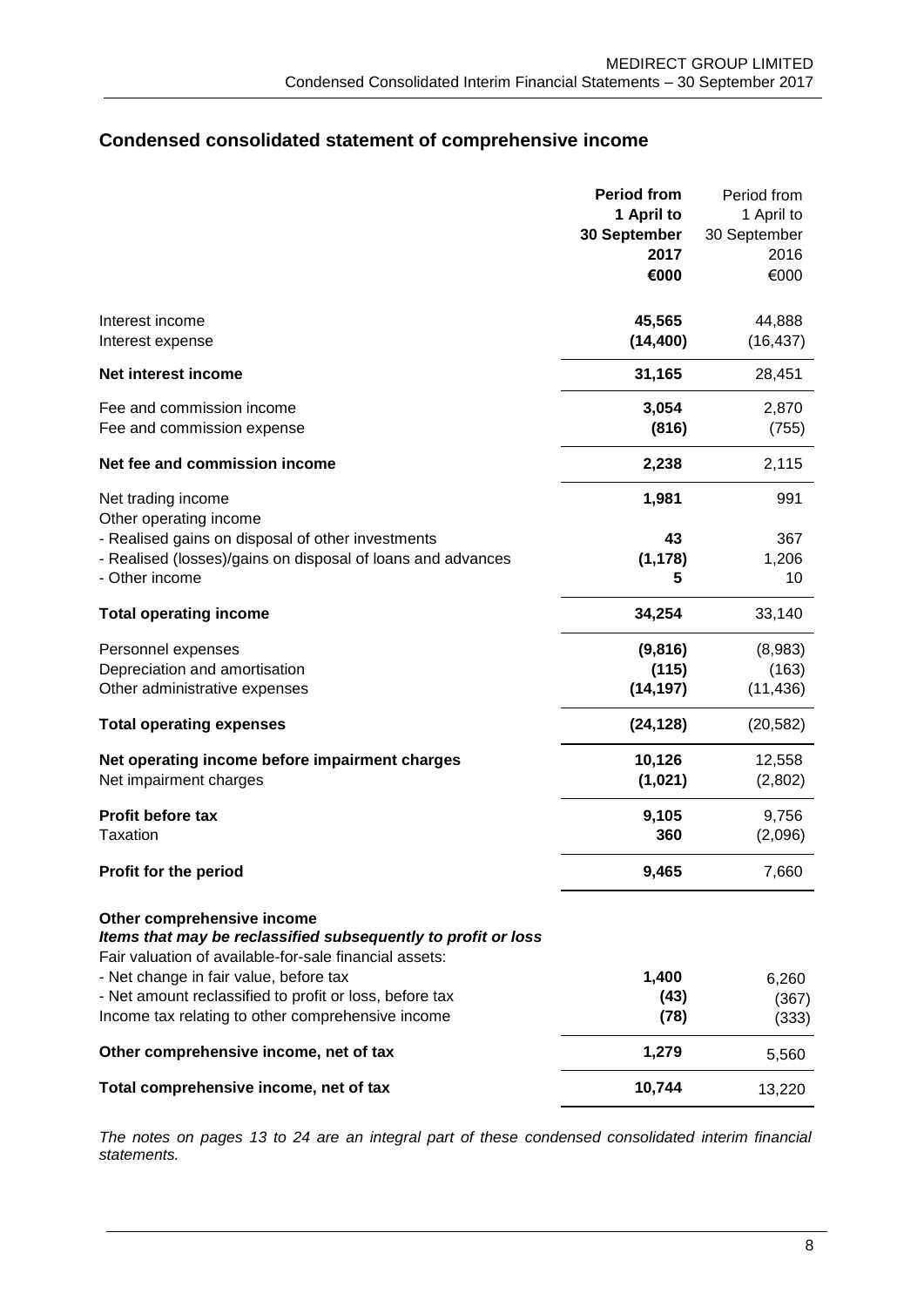## Condensed consolidated statement of comprehensive income

| | **Period from 1 April to 30 September 2017 €000** | Period from 1 April to 30 September 2016 €000 |
|---|---|---|
| Interest income | **45,565** | 44,888 |
| Interest expense | **(14,400)** | (16,437) |
| **Net interest income** | **31,165** | 28,451 |
| Fee and commission income | **3,054** | 2,870 |
| Fee and commission expense | **(816)** | (755) |
| **Net fee and commission income** | **2,238** | 2,115 |
| Net trading income | **1,981** | 991 |
| Other operating income | | |
| - Realised gains on disposal of other investments | **43** | 367 |
| - Realised (losses)/gains on disposal of loans and advances | **(1,178)** | 1,206 |
| - Other income | **5** | 10 |
| **Total operating income** | **34,254** | 33,140 |
| Personnel expenses | **(9,816)** | (8,983) |
| Depreciation and amortisation | **(115)** | (163) |
| Other administrative expenses | **(14,197)** | (11,436) |
| **Total operating expenses** | **(24,128)** | (20,582) |
| **Net operating income before impairment charges** | **10,126** | 12,558 |
| Net impairment charges | **(1,021)** | (2,802) |
| **Profit before tax** | **9,105** | 9,756 |
| Taxation | **360** | (2,096) |
| **Profit for the period** | **9,465** | 7,660 |
| **Other comprehensive income** | | |
| ***Items that may be reclassified subsequently to profit or loss*** | | |
| Fair valuation of available-for-sale financial assets: | | |
| - Net change in fair value, before tax | **1,400** | 6,260 |
| - Net amount reclassified to profit or loss, before tax | **(43)** | (367) |
| Income tax relating to other comprehensive income | **(78)** | (333) |
| **Other comprehensive income, net of tax** | **1,279** | 5,560 |
| **Total comprehensive income, net of tax** | **10,744** | 13,220 |

*The notes on pages 13 to 24 are an integral part of these condensed consolidated interim financial statements.*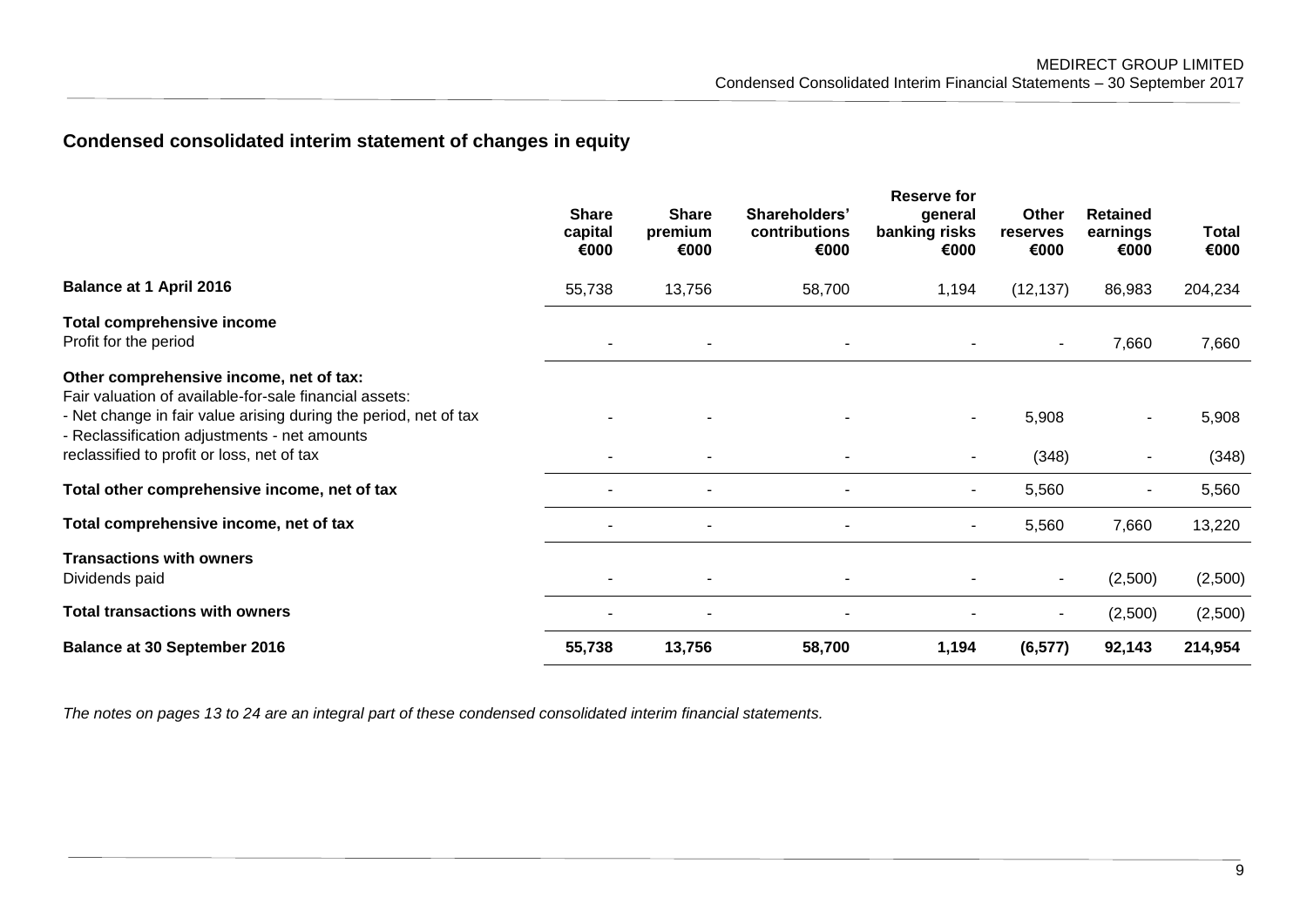## Condensed consolidated interim statement of changes in equity

| | Share capital €000 | Share premium €000 | Shareholders' contributions €000 | Reserve for general banking risks €000 | Other reserves €000 | Retained earnings €000 | Total €000 |
|---|---|---|---|---|---|---|---|
| **Balance at 1 April 2016** | 55,738 | 13,756 | 58,700 | 1,194 | (12,137) | 86,983 | 204,234 |
| **Total comprehensive income** | | | | | | | |
| Profit for the period | - | - | - | - | - | 7,660 | 7,660 |
| **Other comprehensive income, net of tax:** | | | | | | | |
| Fair valuation of available-for-sale financial assets: | | | | | | | |
| - Net change in fair value arising during the period, net of tax | - | - | - | - | 5,908 | - | 5,908 |
| - Reclassification adjustments - net amounts reclassified to profit or loss, net of tax | - | - | - | - | (348) | - | (348) |
| **Total other comprehensive income, net of tax** | - | - | - | - | 5,560 | - | 5,560 |
| **Total comprehensive income, net of tax** | - | - | - | - | 5,560 | 7,660 | 13,220 |
| **Transactions with owners** | | | | | | | |
| Dividends paid | - | - | - | - | - | (2,500) | (2,500) |
| **Total transactions with owners** | - | - | - | - | - | (2,500) | (2,500) |
| **Balance at 30 September 2016** | **55,738** | **13,756** | **58,700** | **1,194** | **(6,577)** | **92,143** | **214,954** |

*The notes on pages 13 to 24 are an integral part of these condensed consolidated interim financial statements.*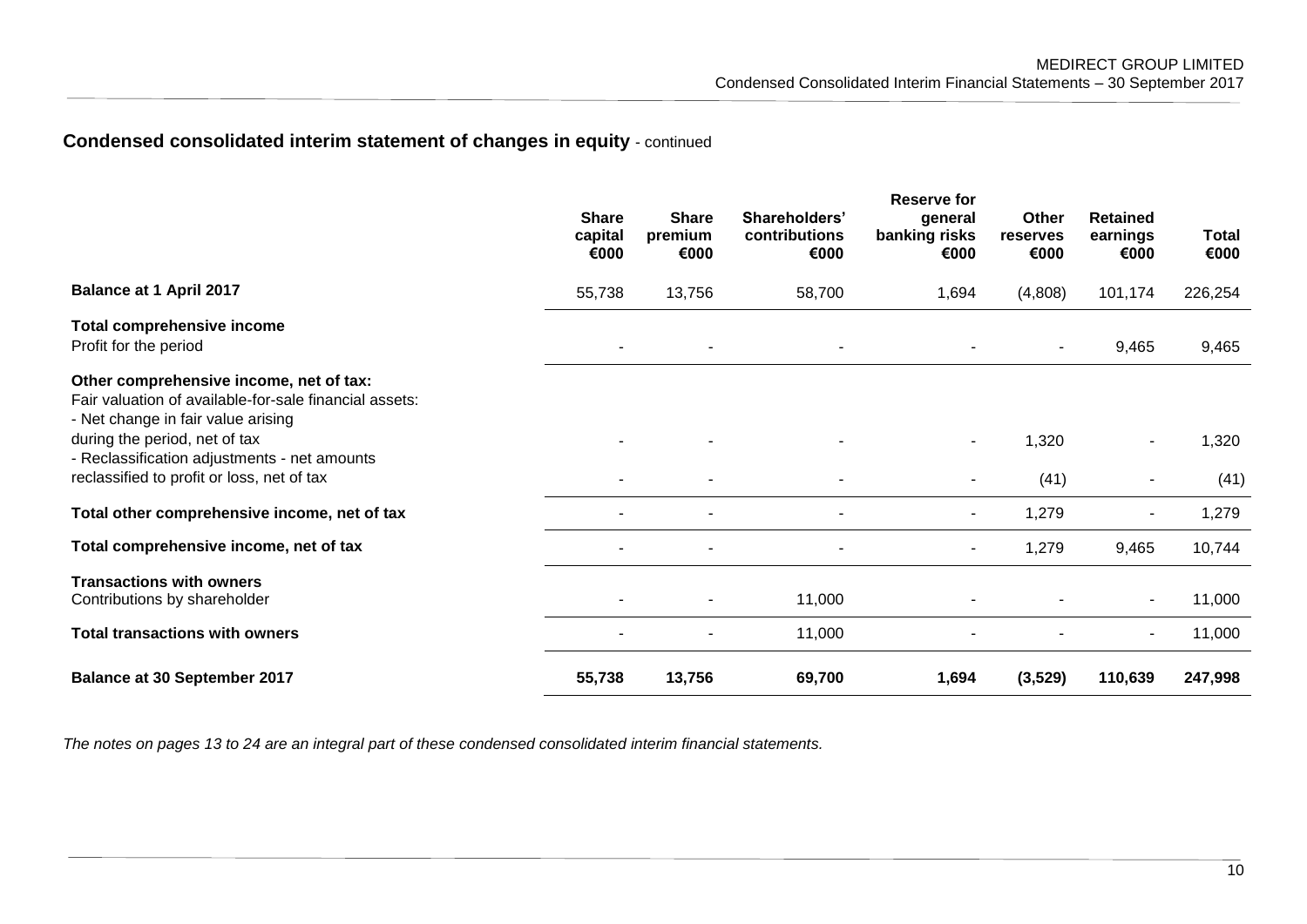## Condensed consolidated interim statement of changes in equity - continued

| | Share capital €000 | Share premium €000 | Shareholders' contributions €000 | Reserve for general banking risks €000 | Other reserves €000 | Retained earnings €000 | Total €000 |
|---|---|---|---|---|---|---|---|
| **Balance at 1 April 2017** | 55,738 | 13,756 | 58,700 | 1,694 | (4,808) | 101,174 | 226,254 |
| **Total comprehensive income** | | | | | | | |
| Profit for the period | - | - | - | - | - | 9,465 | 9,465 |
| **Other comprehensive income, net of tax:** | | | | | | | |
| Fair valuation of available-for-sale financial assets: | | | | | | | |
| - Net change in fair value arising during the period, net of tax | - | - | - | - | 1,320 | - | 1,320 |
| - Reclassification adjustments - net amounts reclassified to profit or loss, net of tax | - | - | - | - | (41) | - | (41) |
| **Total other comprehensive income, net of tax** | - | - | - | - | 1,279 | - | 1,279 |
| **Total comprehensive income, net of tax** | - | - | - | - | 1,279 | 9,465 | 10,744 |
| **Transactions with owners** | | | | | | | |
| Contributions by shareholder | - | - | 11,000 | - | - | - | 11,000 |
| **Total transactions with owners** | - | - | 11,000 | - | - | - | 11,000 |
| **Balance at 30 September 2017** | **55,738** | **13,756** | **69,700** | **1,694** | **(3,529)** | **110,639** | **247,998** |

*The notes on pages 13 to 24 are an integral part of these condensed consolidated interim financial statements.*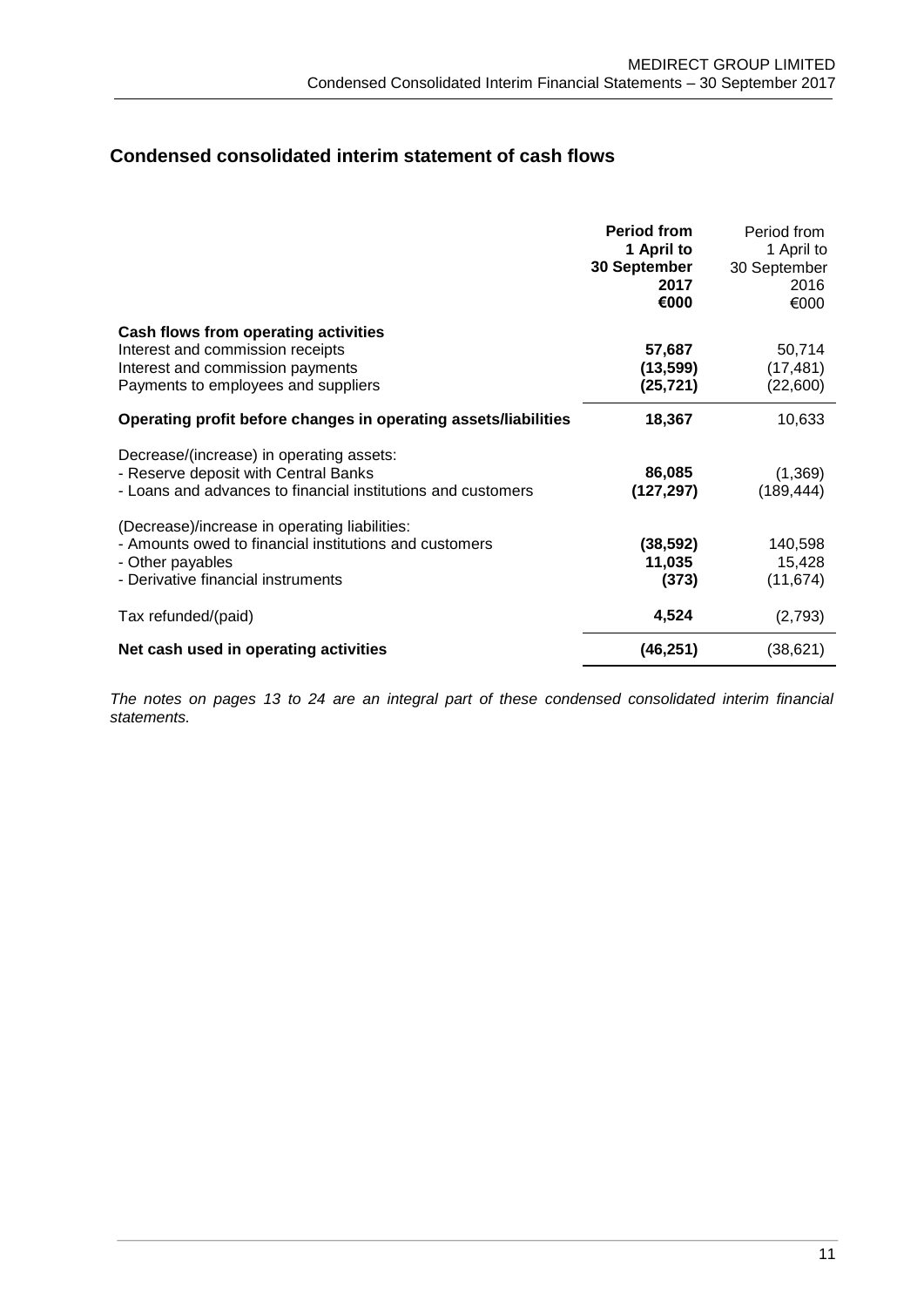## Condensed consolidated interim statement of cash flows

| | **Period from 1 April to 30 September 2017 €000** | Period from 1 April to 30 September 2016 €000 |
|---|---|---|
| **Cash flows from operating activities** | | |
| Interest and commission receipts | **57,687** | 50,714 |
| Interest and commission payments | **(13,599)** | (17,481) |
| Payments to employees and suppliers | **(25,721)** | (22,600) |
| **Operating profit before changes in operating assets/liabilities** | **18,367** | 10,633 |
| Decrease/(increase) in operating assets: | | |
| - Reserve deposit with Central Banks | **86,085** | (1,369) |
| - Loans and advances to financial institutions and customers | **(127,297)** | (189,444) |
| (Decrease)/increase in operating liabilities: | | |
| - Amounts owed to financial institutions and customers | **(38,592)** | 140,598 |
| - Other payables | **11,035** | 15,428 |
| - Derivative financial instruments | **(373)** | (11,674) |
| Tax refunded/(paid) | **4,524** | (2,793) |
| **Net cash used in operating activities** | **(46,251)** | (38,621) |

*The notes on pages 13 to 24 are an integral part of these condensed consolidated interim financial statements.*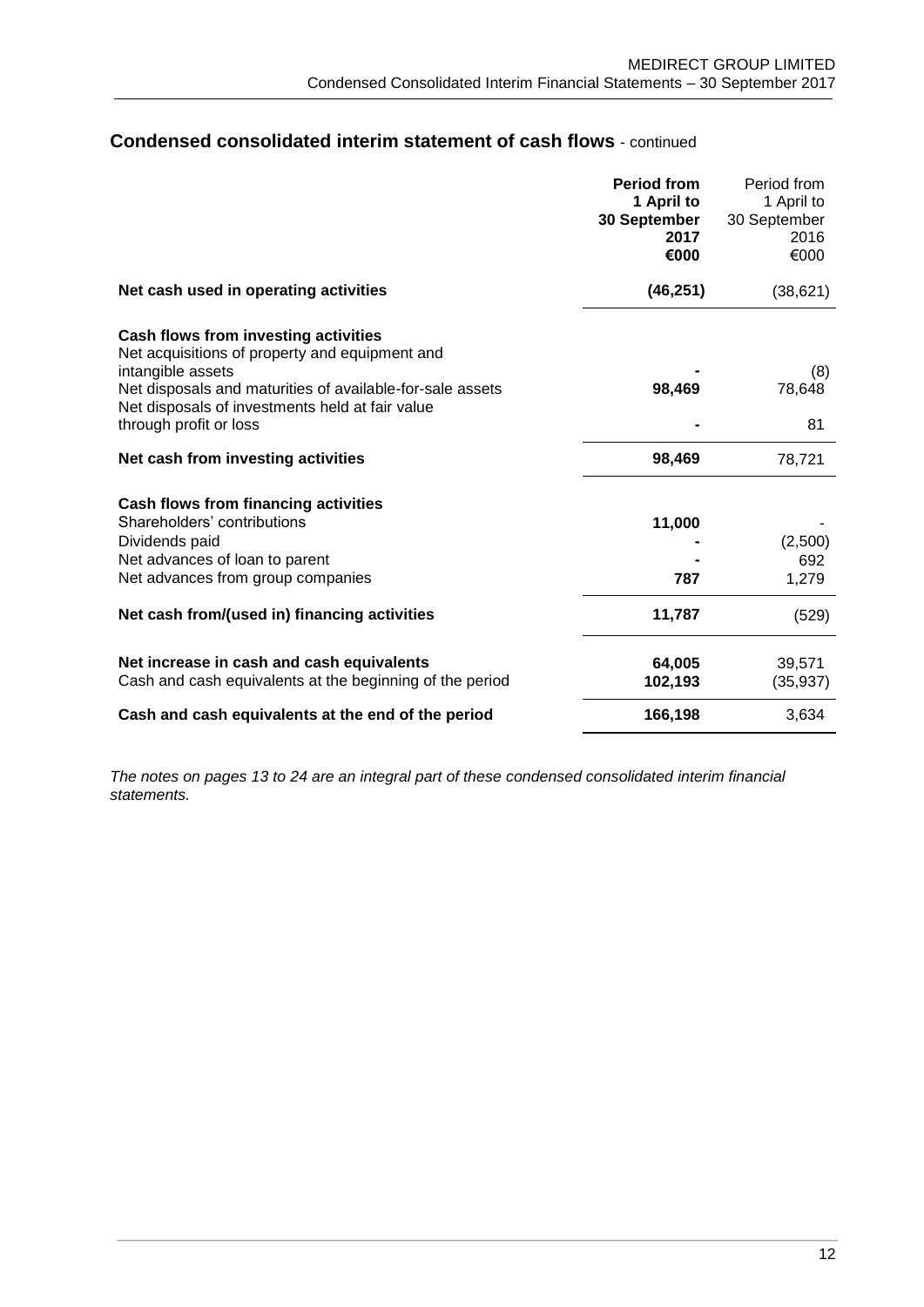## Condensed consolidated interim statement of cash flows - continued

| | Period from 1 April to 30 September 2017 €000 | Period from 1 April to 30 September 2016 €000 |
|---|---|---|
| **Net cash used in operating activities** | **(46,251)** | (38,621) |
| **Cash flows from investing activities** | | |
| Net acquisitions of property and equipment and intangible assets | **-** | (8) |
| Net disposals and maturities of available-for-sale assets | **98,469** | 78,648 |
| Net disposals of investments held at fair value through profit or loss | **-** | 81 |
| **Net cash from investing activities** | **98,469** | 78,721 |
| **Cash flows from financing activities** | | |
| Shareholders' contributions | **11,000** | - |
| Dividends paid | **-** | (2,500) |
| Net advances of loan to parent | **-** | 692 |
| Net advances from group companies | **787** | 1,279 |
| **Net cash from/(used in) financing activities** | **11,787** | (529) |
| **Net increase in cash and cash equivalents** | **64,005** | 39,571 |
| Cash and cash equivalents at the beginning of the period | **102,193** | (35,937) |
| **Cash and cash equivalents at the end of the period** | **166,198** | 3,634 |

*The notes on pages 13 to 24 are an integral part of these condensed consolidated interim financial statements.*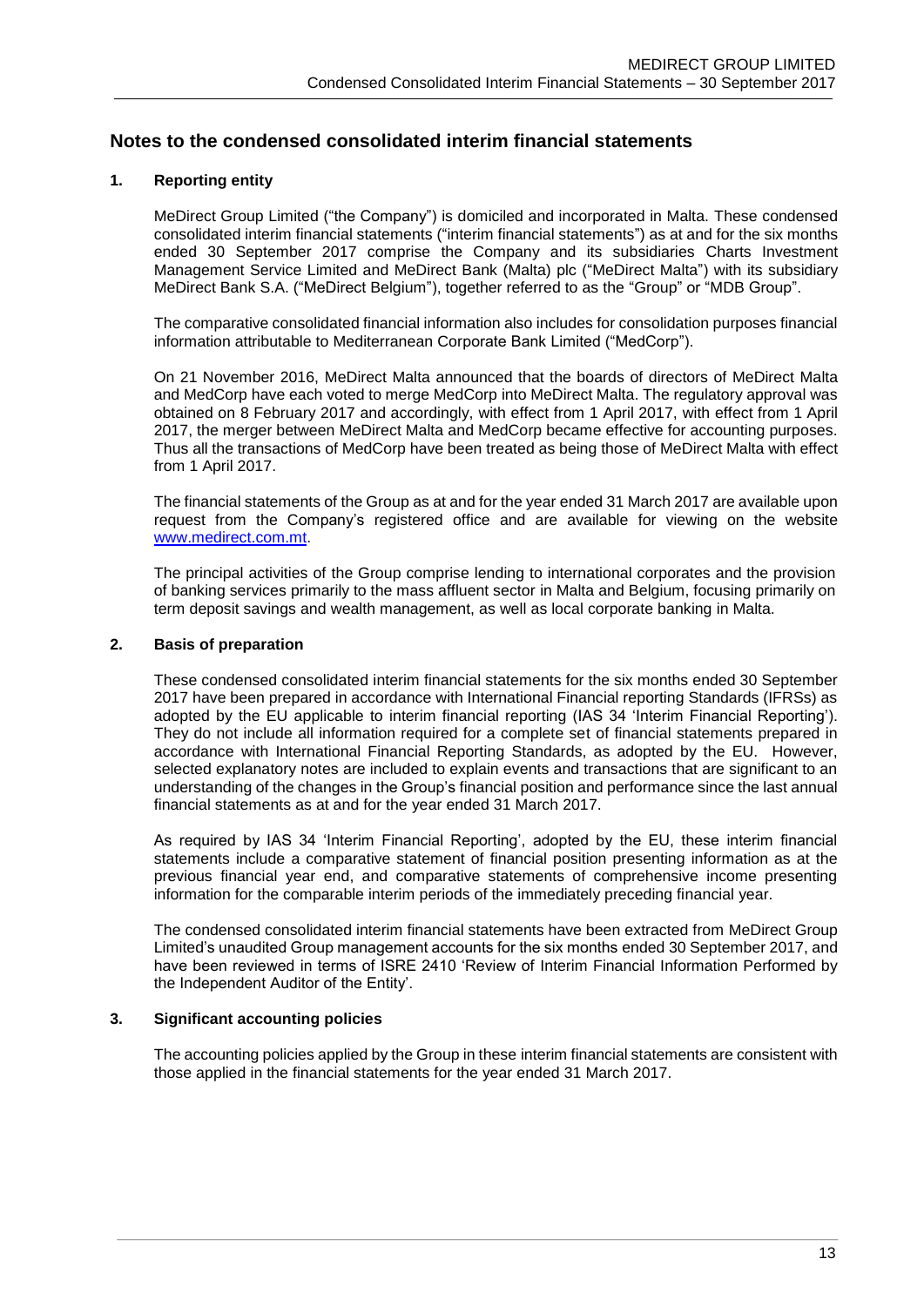## Notes to the condensed consolidated interim financial statements

### 1. Reporting entity

MeDirect Group Limited ("the Company") is domiciled and incorporated in Malta. These condensed consolidated interim financial statements ("interim financial statements") as at and for the six months ended 30 September 2017 comprise the Company and its subsidiaries Charts Investment Management Service Limited and MeDirect Bank (Malta) plc ("MeDirect Malta") with its subsidiary MeDirect Bank S.A. ("MeDirect Belgium"), together referred to as the "Group" or "MDB Group".

The comparative consolidated financial information also includes for consolidation purposes financial information attributable to Mediterranean Corporate Bank Limited ("MedCorp").

On 21 November 2016, MeDirect Malta announced that the boards of directors of MeDirect Malta and MedCorp have each voted to merge MedCorp into MeDirect Malta. The regulatory approval was obtained on 8 February 2017 and accordingly, with effect from 1 April 2017, with effect from 1 April 2017, the merger between MeDirect Malta and MedCorp became effective for accounting purposes. Thus all the transactions of MedCorp have been treated as being those of MeDirect Malta with effect from 1 April 2017.

The financial statements of the Group as at and for the year ended 31 March 2017 are available upon request from the Company's registered office and are available for viewing on the website www.medirect.com.mt.

The principal activities of the Group comprise lending to international corporates and the provision of banking services primarily to the mass affluent sector in Malta and Belgium, focusing primarily on term deposit savings and wealth management, as well as local corporate banking in Malta.

### 2. Basis of preparation

These condensed consolidated interim financial statements for the six months ended 30 September 2017 have been prepared in accordance with International Financial reporting Standards (IFRSs) as adopted by the EU applicable to interim financial reporting (IAS 34 'Interim Financial Reporting'). They do not include all information required for a complete set of financial statements prepared in accordance with International Financial Reporting Standards, as adopted by the EU. However, selected explanatory notes are included to explain events and transactions that are significant to an understanding of the changes in the Group's financial position and performance since the last annual financial statements as at and for the year ended 31 March 2017.

As required by IAS 34 'Interim Financial Reporting', adopted by the EU, these interim financial statements include a comparative statement of financial position presenting information as at the previous financial year end, and comparative statements of comprehensive income presenting information for the comparable interim periods of the immediately preceding financial year.

The condensed consolidated interim financial statements have been extracted from MeDirect Group Limited's unaudited Group management accounts for the six months ended 30 September 2017, and have been reviewed in terms of ISRE 2410 'Review of Interim Financial Information Performed by the Independent Auditor of the Entity'.

### 3. Significant accounting policies

The accounting policies applied by the Group in these interim financial statements are consistent with those applied in the financial statements for the year ended 31 March 2017.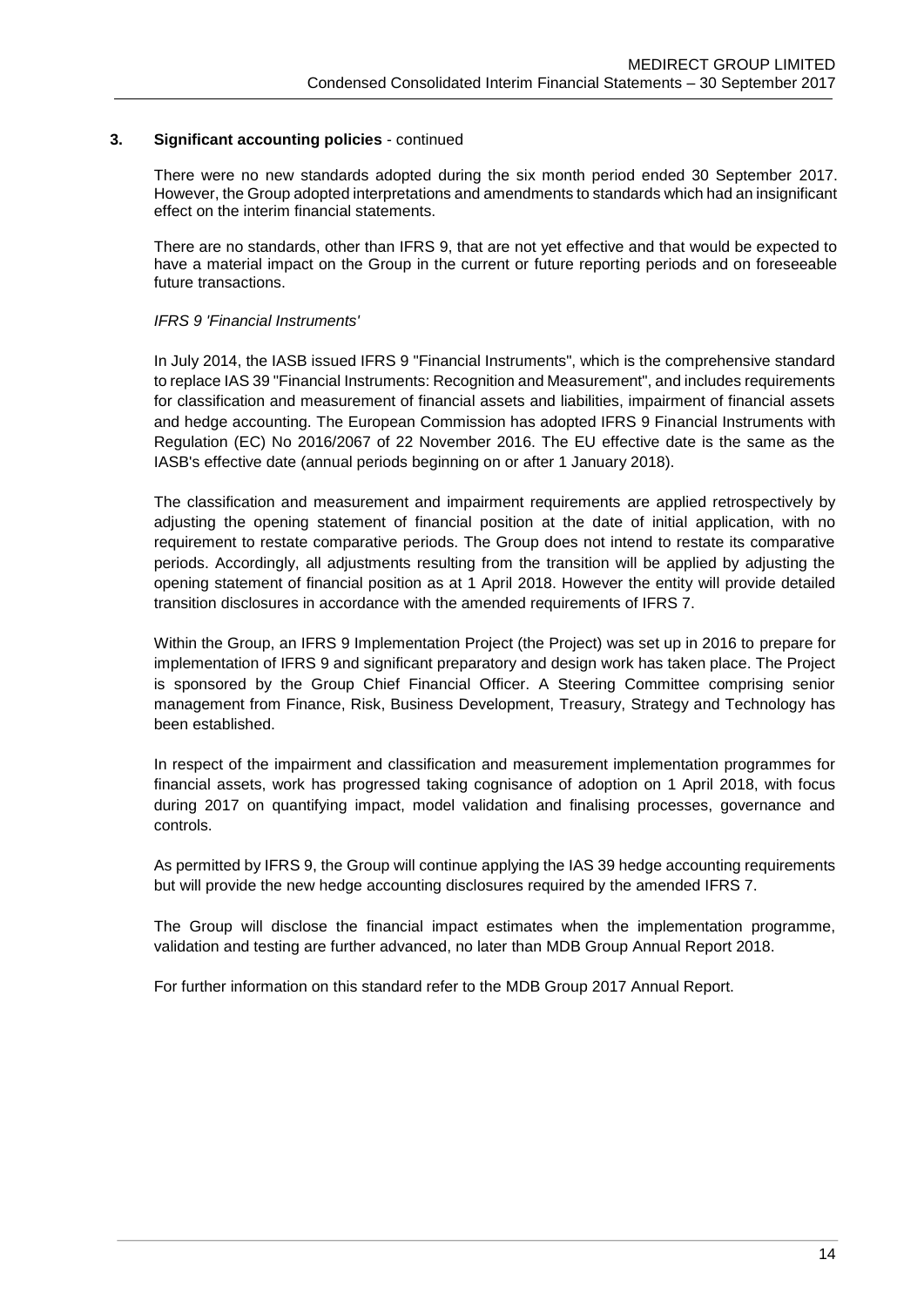### 3. **Significant accounting policies** - continued

There were no new standards adopted during the six month period ended 30 September 2017. However, the Group adopted interpretations and amendments to standards which had an insignificant effect on the interim financial statements.

There are no standards, other than IFRS 9, that are not yet effective and that would be expected to have a material impact on the Group in the current or future reporting periods and on foreseeable future transactions.

*IFRS 9 'Financial Instruments'*

In July 2014, the IASB issued IFRS 9 "Financial Instruments", which is the comprehensive standard to replace IAS 39 "Financial Instruments: Recognition and Measurement", and includes requirements for classification and measurement of financial assets and liabilities, impairment of financial assets and hedge accounting. The European Commission has adopted IFRS 9 Financial Instruments with Regulation (EC) No 2016/2067 of 22 November 2016. The EU effective date is the same as the IASB's effective date (annual periods beginning on or after 1 January 2018).

The classification and measurement and impairment requirements are applied retrospectively by adjusting the opening statement of financial position at the date of initial application, with no requirement to restate comparative periods. The Group does not intend to restate its comparative periods. Accordingly, all adjustments resulting from the transition will be applied by adjusting the opening statement of financial position as at 1 April 2018. However the entity will provide detailed transition disclosures in accordance with the amended requirements of IFRS 7.

Within the Group, an IFRS 9 Implementation Project (the Project) was set up in 2016 to prepare for implementation of IFRS 9 and significant preparatory and design work has taken place. The Project is sponsored by the Group Chief Financial Officer. A Steering Committee comprising senior management from Finance, Risk, Business Development, Treasury, Strategy and Technology has been established.

In respect of the impairment and classification and measurement implementation programmes for financial assets, work has progressed taking cognisance of adoption on 1 April 2018, with focus during 2017 on quantifying impact, model validation and finalising processes, governance and controls.

As permitted by IFRS 9, the Group will continue applying the IAS 39 hedge accounting requirements but will provide the new hedge accounting disclosures required by the amended IFRS 7.

The Group will disclose the financial impact estimates when the implementation programme, validation and testing are further advanced, no later than MDB Group Annual Report 2018.

For further information on this standard refer to the MDB Group 2017 Annual Report.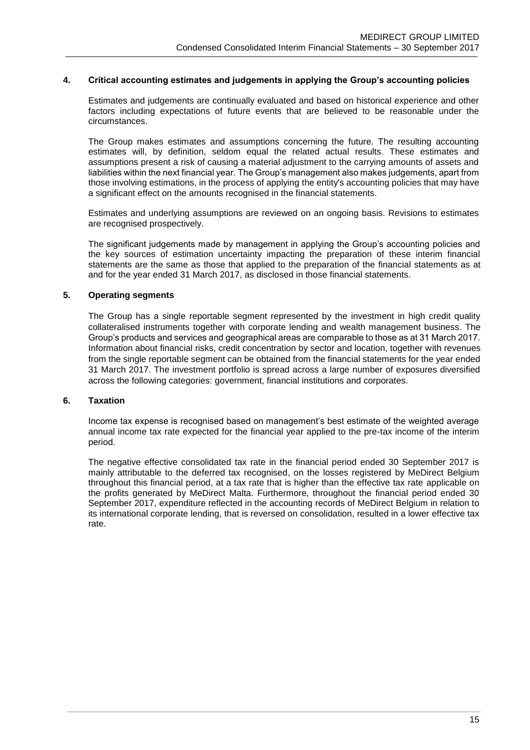## 4. Critical accounting estimates and judgements in applying the Group's accounting policies

Estimates and judgements are continually evaluated and based on historical experience and other factors including expectations of future events that are believed to be reasonable under the circumstances.

The Group makes estimates and assumptions concerning the future. The resulting accounting estimates will, by definition, seldom equal the related actual results. These estimates and assumptions present a risk of causing a material adjustment to the carrying amounts of assets and liabilities within the next financial year. The Group's management also makes judgements, apart from those involving estimations, in the process of applying the entity's accounting policies that may have a significant effect on the amounts recognised in the financial statements.

Estimates and underlying assumptions are reviewed on an ongoing basis. Revisions to estimates are recognised prospectively.

The significant judgements made by management in applying the Group's accounting policies and the key sources of estimation uncertainty impacting the preparation of these interim financial statements are the same as those that applied to the preparation of the financial statements as at and for the year ended 31 March 2017, as disclosed in those financial statements.

## 5. Operating segments

The Group has a single reportable segment represented by the investment in high credit quality collateralised instruments together with corporate lending and wealth management business. The Group's products and services and geographical areas are comparable to those as at 31 March 2017. Information about financial risks, credit concentration by sector and location, together with revenues from the single reportable segment can be obtained from the financial statements for the year ended 31 March 2017. The investment portfolio is spread across a large number of exposures diversified across the following categories: government, financial institutions and corporates.

## 6. Taxation

Income tax expense is recognised based on management's best estimate of the weighted average annual income tax rate expected for the financial year applied to the pre-tax income of the interim period.

The negative effective consolidated tax rate in the financial period ended 30 September 2017 is mainly attributable to the deferred tax recognised, on the losses registered by MeDirect Belgium throughout this financial period, at a tax rate that is higher than the effective tax rate applicable on the profits generated by MeDirect Malta. Furthermore, throughout the financial period ended 30 September 2017, expenditure reflected in the accounting records of MeDirect Belgium in relation to its international corporate lending, that is reversed on consolidation, resulted in a lower effective tax rate.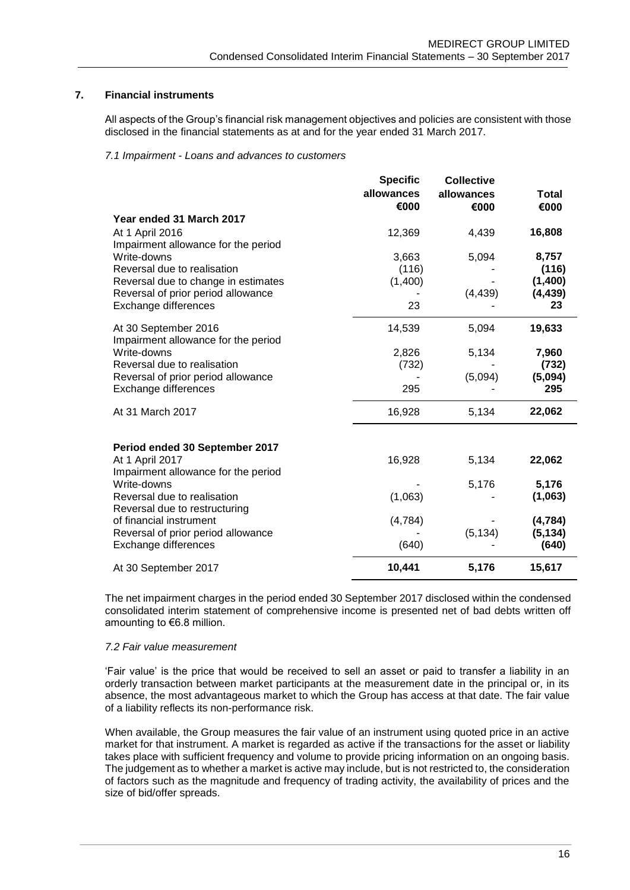## 7. Financial instruments

All aspects of the Group's financial risk management objectives and policies are consistent with those disclosed in the financial statements as at and for the year ended 31 March 2017.

*7.1 Impairment - Loans and advances to customers*

| | Specific allowances €000 | Collective allowances €000 | Total €000 |
|---|---|---|---|
| **Year ended 31 March 2017** | | | |
| At 1 April 2016 | 12,369 | 4,439 | **16,808** |
| Impairment allowance for the period | | | |
| Write-downs | 3,663 | 5,094 | **8,757** |
| Reversal due to realisation | (116) | - | **(116)** |
| Reversal due to change in estimates | (1,400) | - | **(1,400)** |
| Reversal of prior period allowance | - | (4,439) | **(4,439)** |
| Exchange differences | 23 | - | **23** |
| At 30 September 2016 | 14,539 | 5,094 | **19,633** |
| Impairment allowance for the period | | | |
| Write-downs | 2,826 | 5,134 | **7,960** |
| Reversal due to realisation | (732) | - | **(732)** |
| Reversal of prior period allowance | - | (5,094) | **(5,094)** |
| Exchange differences | 295 | - | **295** |
| At 31 March 2017 | 16,928 | 5,134 | **22,062** |
| **Period ended 30 September 2017** | | | |
| At 1 April 2017 | 16,928 | 5,134 | **22,062** |
| Impairment allowance for the period | | | |
| Write-downs | - | 5,176 | **5,176** |
| Reversal due to realisation | (1,063) | - | **(1,063)** |
| Reversal due to restructuring of financial instrument | (4,784) | - | **(4,784)** |
| Reversal of prior period allowance | - | (5,134) | **(5,134)** |
| Exchange differences | (640) | - | **(640)** |
| At 30 September 2017 | **10,441** | **5,176** | **15,617** |

The net impairment charges in the period ended 30 September 2017 disclosed within the condensed consolidated interim statement of comprehensive income is presented net of bad debts written off amounting to €6.8 million.

*7.2 Fair value measurement*

'Fair value' is the price that would be received to sell an asset or paid to transfer a liability in an orderly transaction between market participants at the measurement date in the principal or, in its absence, the most advantageous market to which the Group has access at that date. The fair value of a liability reflects its non-performance risk.

When available, the Group measures the fair value of an instrument using quoted price in an active market for that instrument. A market is regarded as active if the transactions for the asset or liability takes place with sufficient frequency and volume to provide pricing information on an ongoing basis. The judgement as to whether a market is active may include, but is not restricted to, the consideration of factors such as the magnitude and frequency of trading activity, the availability of prices and the size of bid/offer spreads.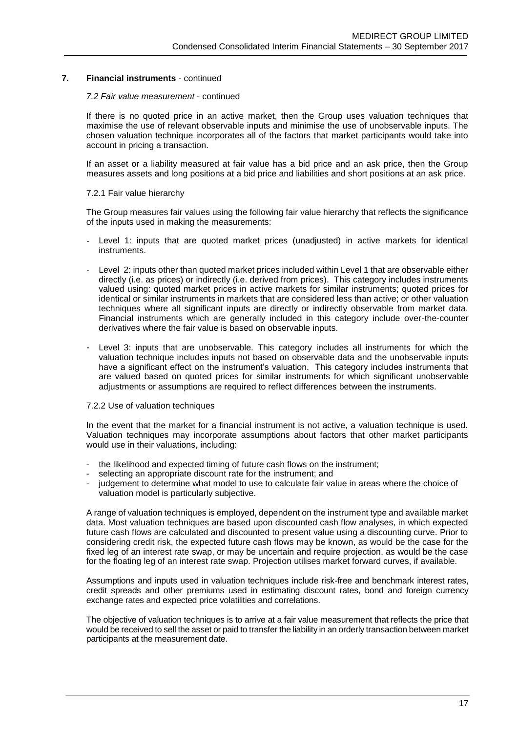## 7. Financial instruments - continued

*7.2 Fair value measurement* - continued

If there is no quoted price in an active market, then the Group uses valuation techniques that maximise the use of relevant observable inputs and minimise the use of unobservable inputs. The chosen valuation technique incorporates all of the factors that market participants would take into account in pricing a transaction.

If an asset or a liability measured at fair value has a bid price and an ask price, then the Group measures assets and long positions at a bid price and liabilities and short positions at an ask price.

7.2.1 Fair value hierarchy

The Group measures fair values using the following fair value hierarchy that reflects the significance of the inputs used in making the measurements:

- Level 1: inputs that are quoted market prices (unadjusted) in active markets for identical instruments.
- Level 2: inputs other than quoted market prices included within Level 1 that are observable either directly (i.e. as prices) or indirectly (i.e. derived from prices). This category includes instruments valued using: quoted market prices in active markets for similar instruments; quoted prices for identical or similar instruments in markets that are considered less than active; or other valuation techniques where all significant inputs are directly or indirectly observable from market data. Financial instruments which are generally included in this category include over-the-counter derivatives where the fair value is based on observable inputs.
- Level 3: inputs that are unobservable. This category includes all instruments for which the valuation technique includes inputs not based on observable data and the unobservable inputs have a significant effect on the instrument's valuation. This category includes instruments that are valued based on quoted prices for similar instruments for which significant unobservable adjustments or assumptions are required to reflect differences between the instruments.

7.2.2 Use of valuation techniques

In the event that the market for a financial instrument is not active, a valuation technique is used. Valuation techniques may incorporate assumptions about factors that other market participants would use in their valuations, including:

- the likelihood and expected timing of future cash flows on the instrument;
- selecting an appropriate discount rate for the instrument; and
- judgement to determine what model to use to calculate fair value in areas where the choice of valuation model is particularly subjective.

A range of valuation techniques is employed, dependent on the instrument type and available market data. Most valuation techniques are based upon discounted cash flow analyses, in which expected future cash flows are calculated and discounted to present value using a discounting curve. Prior to considering credit risk, the expected future cash flows may be known, as would be the case for the fixed leg of an interest rate swap, or may be uncertain and require projection, as would be the case for the floating leg of an interest rate swap. Projection utilises market forward curves, if available.

Assumptions and inputs used in valuation techniques include risk-free and benchmark interest rates, credit spreads and other premiums used in estimating discount rates, bond and foreign currency exchange rates and expected price volatilities and correlations.

The objective of valuation techniques is to arrive at a fair value measurement that reflects the price that would be received to sell the asset or paid to transfer the liability in an orderly transaction between market participants at the measurement date.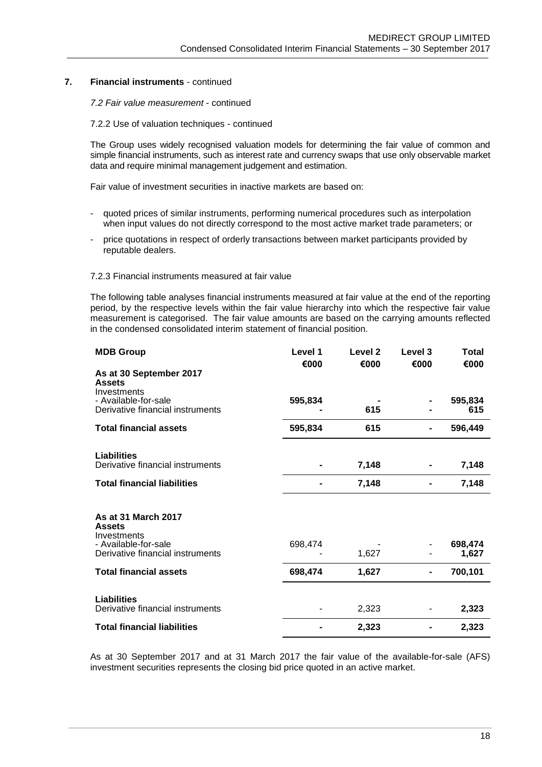## 7. Financial instruments - continued

*7.2 Fair value measurement* - continued

7.2.2 Use of valuation techniques - continued

The Group uses widely recognised valuation models for determining the fair value of common and simple financial instruments, such as interest rate and currency swaps that use only observable market data and require minimal management judgement and estimation.

Fair value of investment securities in inactive markets are based on:

- quoted prices of similar instruments, performing numerical procedures such as interpolation when input values do not directly correspond to the most active market trade parameters; or
- price quotations in respect of orderly transactions between market participants provided by reputable dealers.

7.2.3 Financial instruments measured at fair value

The following table analyses financial instruments measured at fair value at the end of the reporting period, by the respective levels within the fair value hierarchy into which the respective fair value measurement is categorised. The fair value amounts are based on the carrying amounts reflected in the condensed consolidated interim statement of financial position.

| **MDB Group** | **Level 1** | **Level 2** | **Level 3** | **Total** |
|---|---|---|---|---|
| | **€000** | **€000** | **€000** | **€000** |
| **As at 30 September 2017** | | | | |
| **Assets** | | | | |
| Investments | | | | |
| - Available-for-sale | **595,834** | **-** | **-** | **595,834** |
| Derivative financial instruments | **-** | **615** | **-** | **615** |
| **Total financial assets** | **595,834** | **615** | **-** | **596,449** |
| **Liabilities** | | | | |
| Derivative financial instruments | **-** | **7,148** | **-** | **7,148** |
| **Total financial liabilities** | **-** | **7,148** | **-** | **7,148** |
| **As at 31 March 2017** | | | | |
| **Assets** | | | | |
| Investments | | | | |
| - Available-for-sale | 698,474 | - | - | **698,474** |
| Derivative financial instruments | - | 1,627 | - | **1,627** |
| **Total financial assets** | **698,474** | **1,627** | **-** | **700,101** |
| **Liabilities** | | | | |
| Derivative financial instruments | - | 2,323 | - | **2,323** |
| **Total financial liabilities** | **-** | **2,323** | **-** | **2,323** |

As at 30 September 2017 and at 31 March 2017 the fair value of the available-for-sale (AFS) investment securities represents the closing bid price quoted in an active market.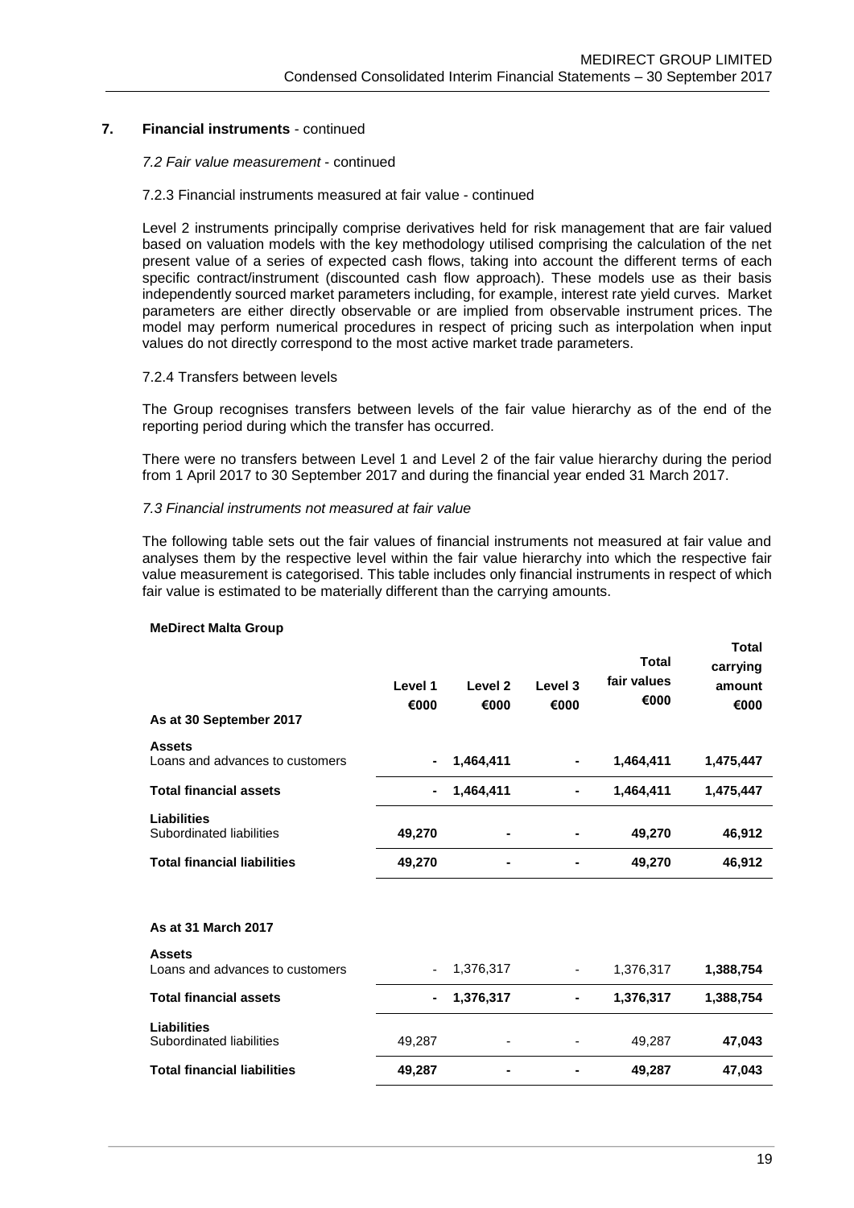## 7. Financial instruments - continued

*7.2 Fair value measurement* - continued

7.2.3 Financial instruments measured at fair value - continued

Level 2 instruments principally comprise derivatives held for risk management that are fair valued based on valuation models with the key methodology utilised comprising the calculation of the net present value of a series of expected cash flows, taking into account the different terms of each specific contract/instrument (discounted cash flow approach). These models use as their basis independently sourced market parameters including, for example, interest rate yield curves. Market parameters are either directly observable or are implied from observable instrument prices. The model may perform numerical procedures in respect of pricing such as interpolation when input values do not directly correspond to the most active market trade parameters.

7.2.4 Transfers between levels

The Group recognises transfers between levels of the fair value hierarchy as of the end of the reporting period during which the transfer has occurred.

There were no transfers between Level 1 and Level 2 of the fair value hierarchy during the period from 1 April 2017 to 30 September 2017 and during the financial year ended 31 March 2017.

*7.3 Financial instruments not measured at fair value*

The following table sets out the fair values of financial instruments not measured at fair value and analyses them by the respective level within the fair value hierarchy into which the respective fair value measurement is categorised. This table includes only financial instruments in respect of which fair value is estimated to be materially different than the carrying amounts.

**MeDirect Malta Group**

| | Level 1 €000 | Level 2 €000 | Level 3 €000 | Total fair values €000 | Total carrying amount €000 |
|---|---|---|---|---|---|
| **As at 30 September 2017** | | | | | |
| **Assets** | | | | | |
| Loans and advances to customers | **-** | **1,464,411** | **-** | **1,464,411** | **1,475,447** |
| **Total financial assets** | **-** | **1,464,411** | **-** | **1,464,411** | **1,475,447** |
| **Liabilities** | | | | | |
| Subordinated liabilities | **49,270** | **-** | **-** | **49,270** | **46,912** |
| **Total financial liabilities** | **49,270** | **-** | **-** | **49,270** | **46,912** |
| | | | | | |
| **As at 31 March 2017** | | | | | |
| **Assets** | | | | | |
| Loans and advances to customers | - | 1,376,317 | - | 1,376,317 | **1,388,754** |
| **Total financial assets** | **-** | **1,376,317** | **-** | **1,376,317** | **1,388,754** |
| **Liabilities** | | | | | |
| Subordinated liabilities | 49,287 | - | - | 49,287 | **47,043** |
| **Total financial liabilities** | **49,287** | **-** | **-** | **49,287** | **47,043** |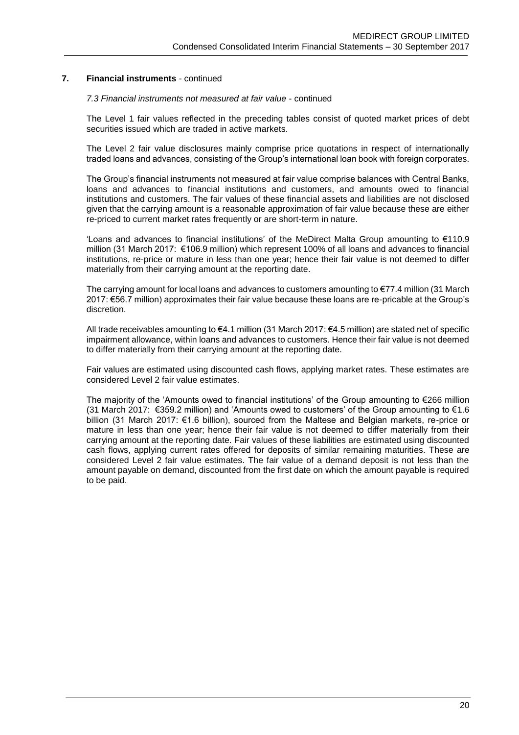## 7. Financial instruments - continued

*7.3 Financial instruments not measured at fair value* - continued

The Level 1 fair values reflected in the preceding tables consist of quoted market prices of debt securities issued which are traded in active markets.

The Level 2 fair value disclosures mainly comprise price quotations in respect of internationally traded loans and advances, consisting of the Group's international loan book with foreign corporates.

The Group's financial instruments not measured at fair value comprise balances with Central Banks, loans and advances to financial institutions and customers, and amounts owed to financial institutions and customers. The fair values of these financial assets and liabilities are not disclosed given that the carrying amount is a reasonable approximation of fair value because these are either re-priced to current market rates frequently or are short-term in nature.

'Loans and advances to financial institutions' of the MeDirect Malta Group amounting to €110.9 million (31 March 2017: €106.9 million) which represent 100% of all loans and advances to financial institutions, re-price or mature in less than one year; hence their fair value is not deemed to differ materially from their carrying amount at the reporting date.

The carrying amount for local loans and advances to customers amounting to €77.4 million (31 March 2017: €56.7 million) approximates their fair value because these loans are re-pricable at the Group's discretion.

All trade receivables amounting to €4.1 million (31 March 2017: €4.5 million) are stated net of specific impairment allowance, within loans and advances to customers. Hence their fair value is not deemed to differ materially from their carrying amount at the reporting date.

Fair values are estimated using discounted cash flows, applying market rates. These estimates are considered Level 2 fair value estimates.

The majority of the 'Amounts owed to financial institutions' of the Group amounting to €266 million (31 March 2017: €359.2 million) and 'Amounts owed to customers' of the Group amounting to €1.6 billion (31 March 2017: €1.6 billion), sourced from the Maltese and Belgian markets, re-price or mature in less than one year; hence their fair value is not deemed to differ materially from their carrying amount at the reporting date. Fair values of these liabilities are estimated using discounted cash flows, applying current rates offered for deposits of similar remaining maturities. These are considered Level 2 fair value estimates. The fair value of a demand deposit is not less than the amount payable on demand, discounted from the first date on which the amount payable is required to be paid.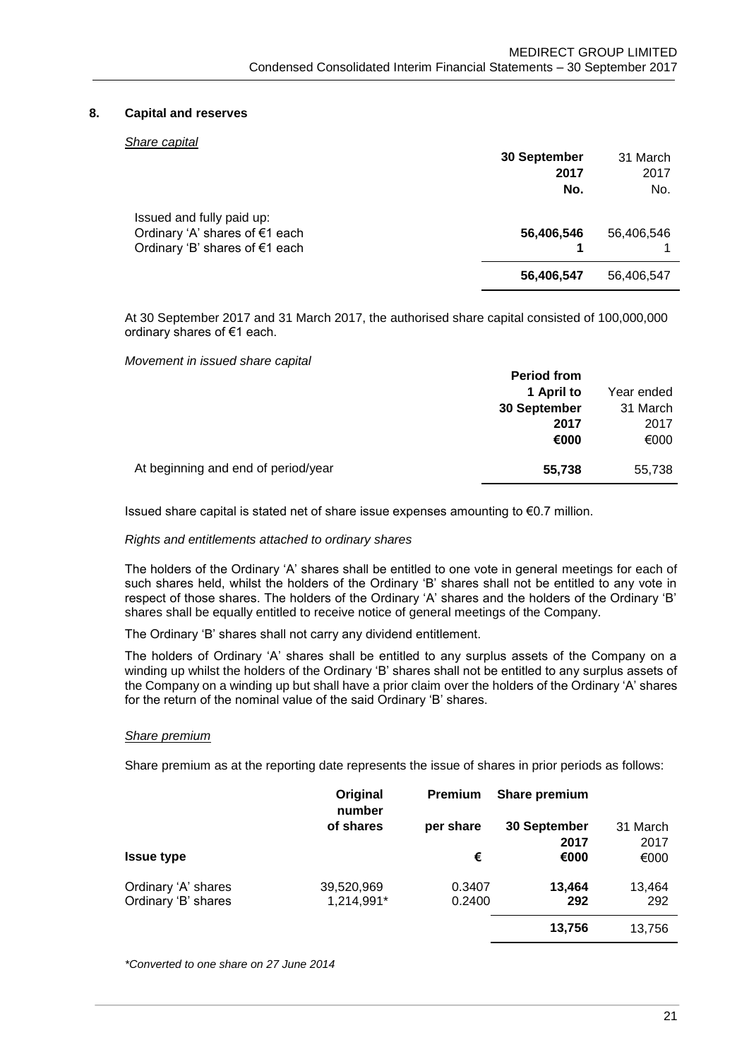## 8. Capital and reserves

*Share capital*

| | **30 September 2017 No.** | 31 March 2017 No. |
|---|---|---|
| Issued and fully paid up: | | |
| Ordinary 'A' shares of €1 each | **56,406,546** | 56,406,546 |
| Ordinary 'B' shares of €1 each | **1** | 1 |
| | **56,406,547** | 56,406,547 |

At 30 September 2017 and 31 March 2017, the authorised share capital consisted of 100,000,000 ordinary shares of €1 each.

*Movement in issued share capital*

| | **Period from 1 April to 30 September 2017 €000** | Year ended 31 March 2017 €000 |
|---|---|---|
| At beginning and end of period/year | **55,738** | 55,738 |

Issued share capital is stated net of share issue expenses amounting to €0.7 million.

*Rights and entitlements attached to ordinary shares*

The holders of the Ordinary 'A' shares shall be entitled to one vote in general meetings for each of such shares held, whilst the holders of the Ordinary 'B' shares shall not be entitled to any vote in respect of those shares. The holders of the Ordinary 'A' shares and the holders of the Ordinary 'B' shares shall be equally entitled to receive notice of general meetings of the Company.

The Ordinary 'B' shares shall not carry any dividend entitlement.

The holders of Ordinary 'A' shares shall be entitled to any surplus assets of the Company on a winding up whilst the holders of the Ordinary 'B' shares shall not be entitled to any surplus assets of the Company on a winding up but shall have a prior claim over the holders of the Ordinary 'A' shares for the return of the nominal value of the said Ordinary 'B' shares.

*Share premium*

Share premium as at the reporting date represents the issue of shares in prior periods as follows:

| **Issue type** | **Original number of shares** | **Premium per share €** | **Share premium 30 September 2017 €000** | 31 March 2017 €000 |
|---|---|---|---|---|
| Ordinary 'A' shares | 39,520,969 | 0.3407 | **13,464** | 13,464 |
| Ordinary 'B' shares | 1,214,991* | 0.2400 | **292** | 292 |
| | | | **13,756** | 13,756 |

*\*Converted to one share on 27 June 2014*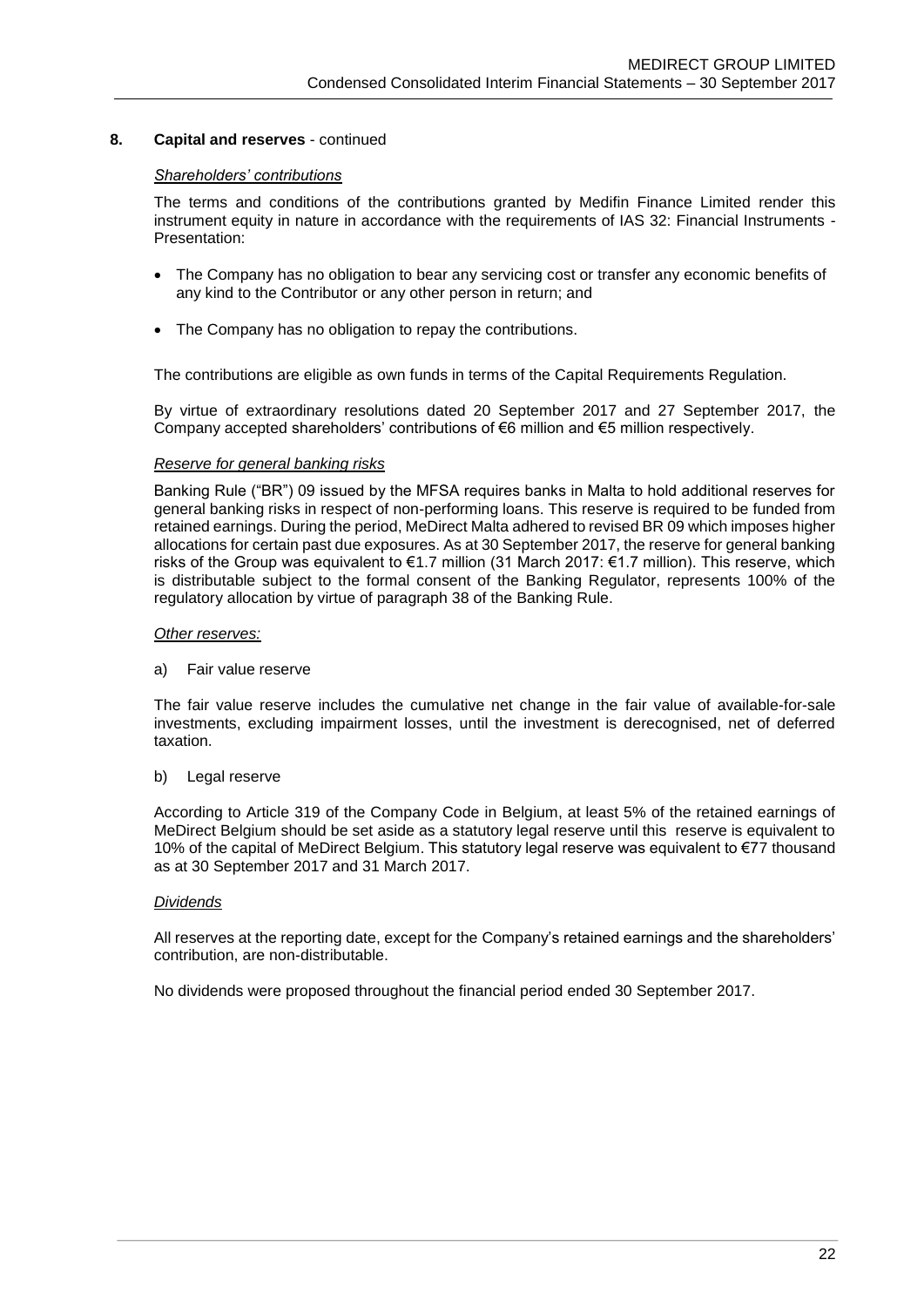## 8. Capital and reserves - continued

*Shareholders' contributions*

The terms and conditions of the contributions granted by Medifin Finance Limited render this instrument equity in nature in accordance with the requirements of IAS 32: Financial Instruments - Presentation:

- The Company has no obligation to bear any servicing cost or transfer any economic benefits of any kind to the Contributor or any other person in return; and
- The Company has no obligation to repay the contributions.

The contributions are eligible as own funds in terms of the Capital Requirements Regulation.

By virtue of extraordinary resolutions dated 20 September 2017 and 27 September 2017, the Company accepted shareholders' contributions of €6 million and €5 million respectively.

*Reserve for general banking risks*

Banking Rule ("BR") 09 issued by the MFSA requires banks in Malta to hold additional reserves for general banking risks in respect of non-performing loans. This reserve is required to be funded from retained earnings. During the period, MeDirect Malta adhered to revised BR 09 which imposes higher allocations for certain past due exposures. As at 30 September 2017, the reserve for general banking risks of the Group was equivalent to €1.7 million (31 March 2017: €1.7 million). This reserve, which is distributable subject to the formal consent of the Banking Regulator, represents 100% of the regulatory allocation by virtue of paragraph 38 of the Banking Rule.

*Other reserves:*

a) Fair value reserve

The fair value reserve includes the cumulative net change in the fair value of available-for-sale investments, excluding impairment losses, until the investment is derecognised, net of deferred taxation.

b) Legal reserve

According to Article 319 of the Company Code in Belgium, at least 5% of the retained earnings of MeDirect Belgium should be set aside as a statutory legal reserve until this reserve is equivalent to 10% of the capital of MeDirect Belgium. This statutory legal reserve was equivalent to €77 thousand as at 30 September 2017 and 31 March 2017.

*Dividends*

All reserves at the reporting date, except for the Company's retained earnings and the shareholders' contribution, are non-distributable.

No dividends were proposed throughout the financial period ended 30 September 2017.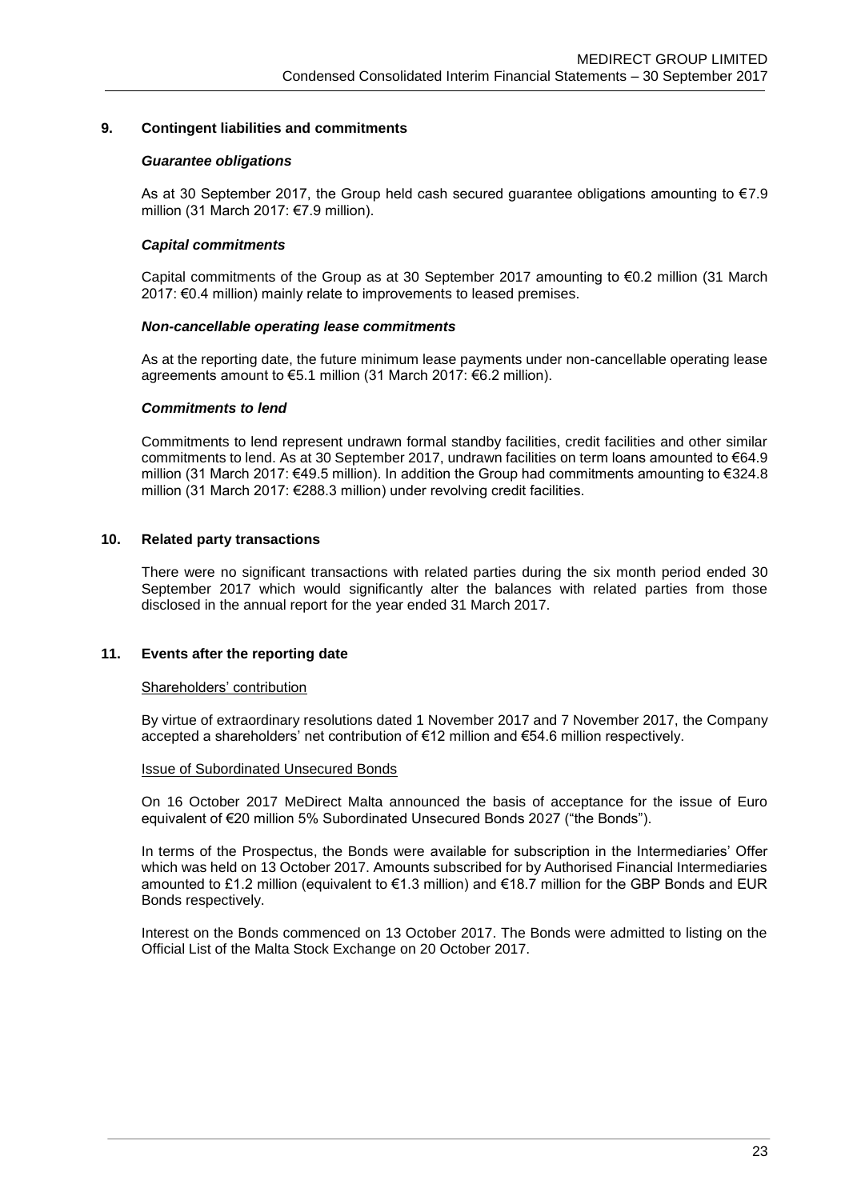## 9. Contingent liabilities and commitments

### *Guarantee obligations*

As at 30 September 2017, the Group held cash secured guarantee obligations amounting to €7.9 million (31 March 2017: €7.9 million).

### *Capital commitments*

Capital commitments of the Group as at 30 September 2017 amounting to €0.2 million (31 March 2017: €0.4 million) mainly relate to improvements to leased premises.

### *Non-cancellable operating lease commitments*

As at the reporting date, the future minimum lease payments under non-cancellable operating lease agreements amount to €5.1 million (31 March 2017: €6.2 million).

### *Commitments to lend*

Commitments to lend represent undrawn formal standby facilities, credit facilities and other similar commitments to lend. As at 30 September 2017, undrawn facilities on term loans amounted to €64.9 million (31 March 2017: €49.5 million). In addition the Group had commitments amounting to €324.8 million (31 March 2017: €288.3 million) under revolving credit facilities.

## 10. Related party transactions

There were no significant transactions with related parties during the six month period ended 30 September 2017 which would significantly alter the balances with related parties from those disclosed in the annual report for the year ended 31 March 2017.

## 11. Events after the reporting date

Shareholders' contribution

By virtue of extraordinary resolutions dated 1 November 2017 and 7 November 2017, the Company accepted a shareholders' net contribution of €12 million and €54.6 million respectively.

Issue of Subordinated Unsecured Bonds

On 16 October 2017 MeDirect Malta announced the basis of acceptance for the issue of Euro equivalent of €20 million 5% Subordinated Unsecured Bonds 2027 ("the Bonds").

In terms of the Prospectus, the Bonds were available for subscription in the Intermediaries' Offer which was held on 13 October 2017. Amounts subscribed for by Authorised Financial Intermediaries amounted to £1.2 million (equivalent to €1.3 million) and €18.7 million for the GBP Bonds and EUR Bonds respectively.

Interest on the Bonds commenced on 13 October 2017. The Bonds were admitted to listing on the Official List of the Malta Stock Exchange on 20 October 2017.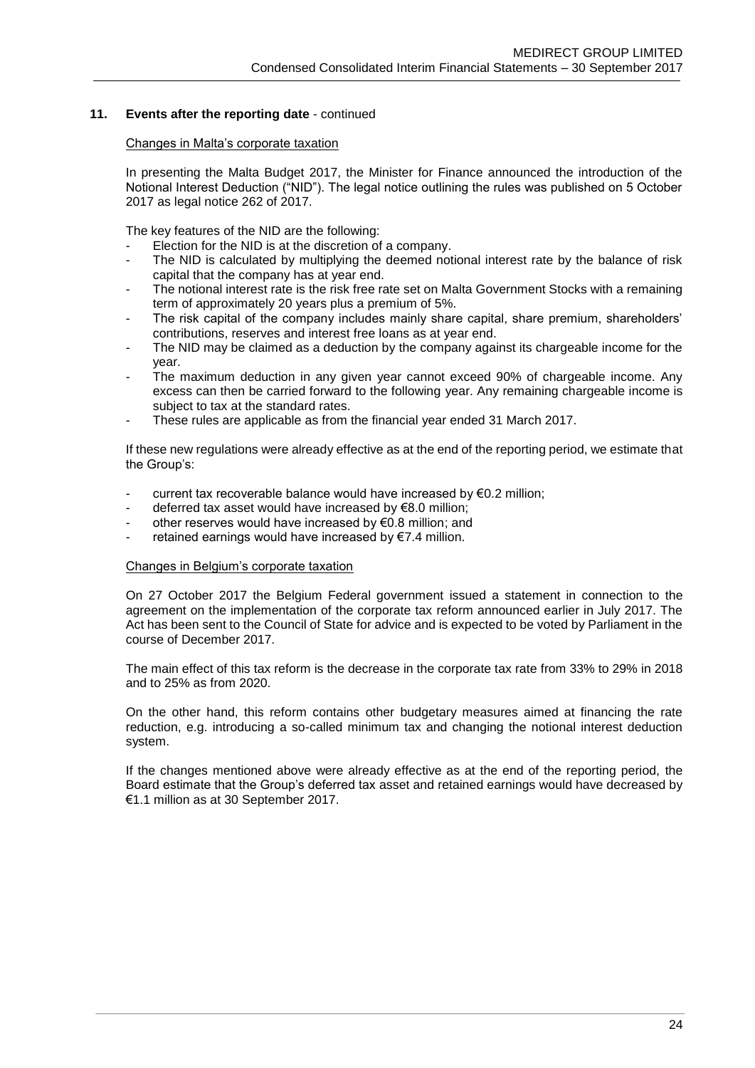## 11. Events after the reporting date - continued

Changes in Malta's corporate taxation

In presenting the Malta Budget 2017, the Minister for Finance announced the introduction of the Notional Interest Deduction ("NID"). The legal notice outlining the rules was published on 5 October 2017 as legal notice 262 of 2017.

The key features of the NID are the following:

- Election for the NID is at the discretion of a company.
- The NID is calculated by multiplying the deemed notional interest rate by the balance of risk capital that the company has at year end.
- The notional interest rate is the risk free rate set on Malta Government Stocks with a remaining term of approximately 20 years plus a premium of 5%.
- The risk capital of the company includes mainly share capital, share premium, shareholders' contributions, reserves and interest free loans as at year end.
- The NID may be claimed as a deduction by the company against its chargeable income for the year.
- The maximum deduction in any given year cannot exceed 90% of chargeable income. Any excess can then be carried forward to the following year. Any remaining chargeable income is subject to tax at the standard rates.
- These rules are applicable as from the financial year ended 31 March 2017.

If these new regulations were already effective as at the end of the reporting period, we estimate that the Group's:

- current tax recoverable balance would have increased by €0.2 million;
- deferred tax asset would have increased by €8.0 million;
- other reserves would have increased by €0.8 million; and
- retained earnings would have increased by €7.4 million.

Changes in Belgium's corporate taxation

On 27 October 2017 the Belgium Federal government issued a statement in connection to the agreement on the implementation of the corporate tax reform announced earlier in July 2017. The Act has been sent to the Council of State for advice and is expected to be voted by Parliament in the course of December 2017.

The main effect of this tax reform is the decrease in the corporate tax rate from 33% to 29% in 2018 and to 25% as from 2020.

On the other hand, this reform contains other budgetary measures aimed at financing the rate reduction, e.g. introducing a so-called minimum tax and changing the notional interest deduction system.

If the changes mentioned above were already effective as at the end of the reporting period, the Board estimate that the Group's deferred tax asset and retained earnings would have decreased by €1.1 million as at 30 September 2017.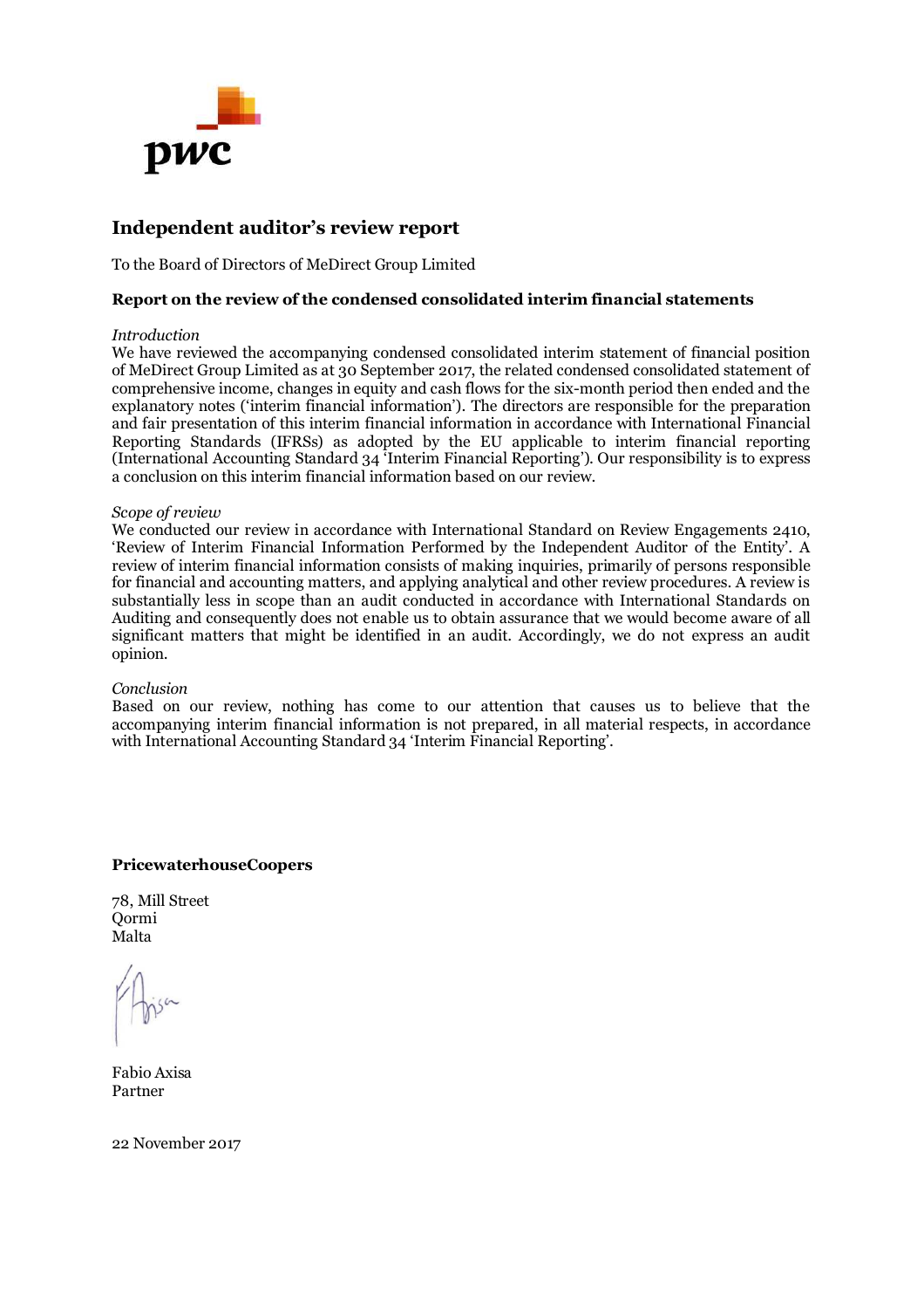# Independent auditor's review report

To the Board of Directors of MeDirect Group Limited

## Report on the review of the condensed consolidated interim financial statements

*Introduction*

We have reviewed the accompanying condensed consolidated interim statement of financial position of MeDirect Group Limited as at 30 September 2017, the related condensed consolidated statement of comprehensive income, changes in equity and cash flows for the six-month period then ended and the explanatory notes ('interim financial information'). The directors are responsible for the preparation and fair presentation of this interim financial information in accordance with International Financial Reporting Standards (IFRSs) as adopted by the EU applicable to interim financial reporting (International Accounting Standard 34 'Interim Financial Reporting'). Our responsibility is to express a conclusion on this interim financial information based on our review.

*Scope of review*

We conducted our review in accordance with International Standard on Review Engagements 2410, 'Review of Interim Financial Information Performed by the Independent Auditor of the Entity'. A review of interim financial information consists of making inquiries, primarily of persons responsible for financial and accounting matters, and applying analytical and other review procedures. A review is substantially less in scope than an audit conducted in accordance with International Standards on Auditing and consequently does not enable us to obtain assurance that we would become aware of all significant matters that might be identified in an audit. Accordingly, we do not express an audit opinion.

*Conclusion*

Based on our review, nothing has come to our attention that causes us to believe that the accompanying interim financial information is not prepared, in all material respects, in accordance with International Accounting Standard 34 'Interim Financial Reporting'.

**PricewaterhouseCoopers**

78, Mill Street
Qormi
Malta

Fabio Axisa
Partner

22 November 2017